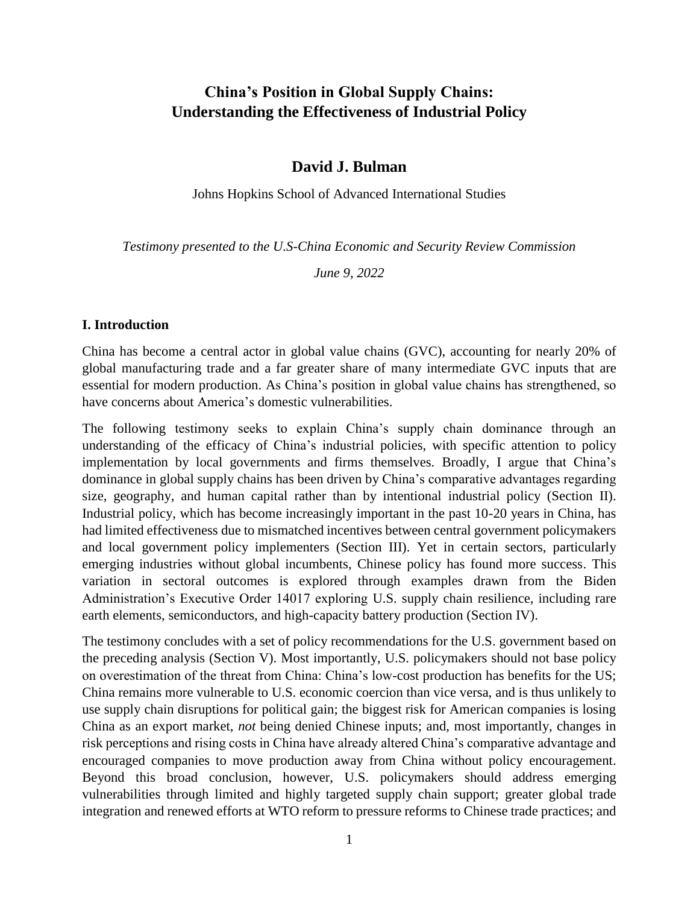# China's Position in Global Supply Chains: Understanding the Effectiveness of Industrial Policy

## David J. Bulman

Johns Hopkins School of Advanced International Studies

*Testimony presented to the U.S-China Economic and Security Review Commission*

*June 9, 2022*

### I. Introduction

China has become a central actor in global value chains (GVC), accounting for nearly 20% of global manufacturing trade and a far greater share of many intermediate GVC inputs that are essential for modern production. As China's position in global value chains has strengthened, so have concerns about America's domestic vulnerabilities.

The following testimony seeks to explain China's supply chain dominance through an understanding of the efficacy of China's industrial policies, with specific attention to policy implementation by local governments and firms themselves. Broadly, I argue that China's dominance in global supply chains has been driven by China's comparative advantages regarding size, geography, and human capital rather than by intentional industrial policy (Section II). Industrial policy, which has become increasingly important in the past 10-20 years in China, has had limited effectiveness due to mismatched incentives between central government policymakers and local government policy implementers (Section III). Yet in certain sectors, particularly emerging industries without global incumbents, Chinese policy has found more success. This variation in sectoral outcomes is explored through examples drawn from the Biden Administration's Executive Order 14017 exploring U.S. supply chain resilience, including rare earth elements, semiconductors, and high-capacity battery production (Section IV).

The testimony concludes with a set of policy recommendations for the U.S. government based on the preceding analysis (Section V). Most importantly, U.S. policymakers should not base policy on overestimation of the threat from China: China's low-cost production has benefits for the US; China remains more vulnerable to U.S. economic coercion than vice versa, and is thus unlikely to use supply chain disruptions for political gain; the biggest risk for American companies is losing China as an export market, *not* being denied Chinese inputs; and, most importantly, changes in risk perceptions and rising costs in China have already altered China's comparative advantage and encouraged companies to move production away from China without policy encouragement. Beyond this broad conclusion, however, U.S. policymakers should address emerging vulnerabilities through limited and highly targeted supply chain support; greater global trade integration and renewed efforts at WTO reform to pressure reforms to Chinese trade practices; and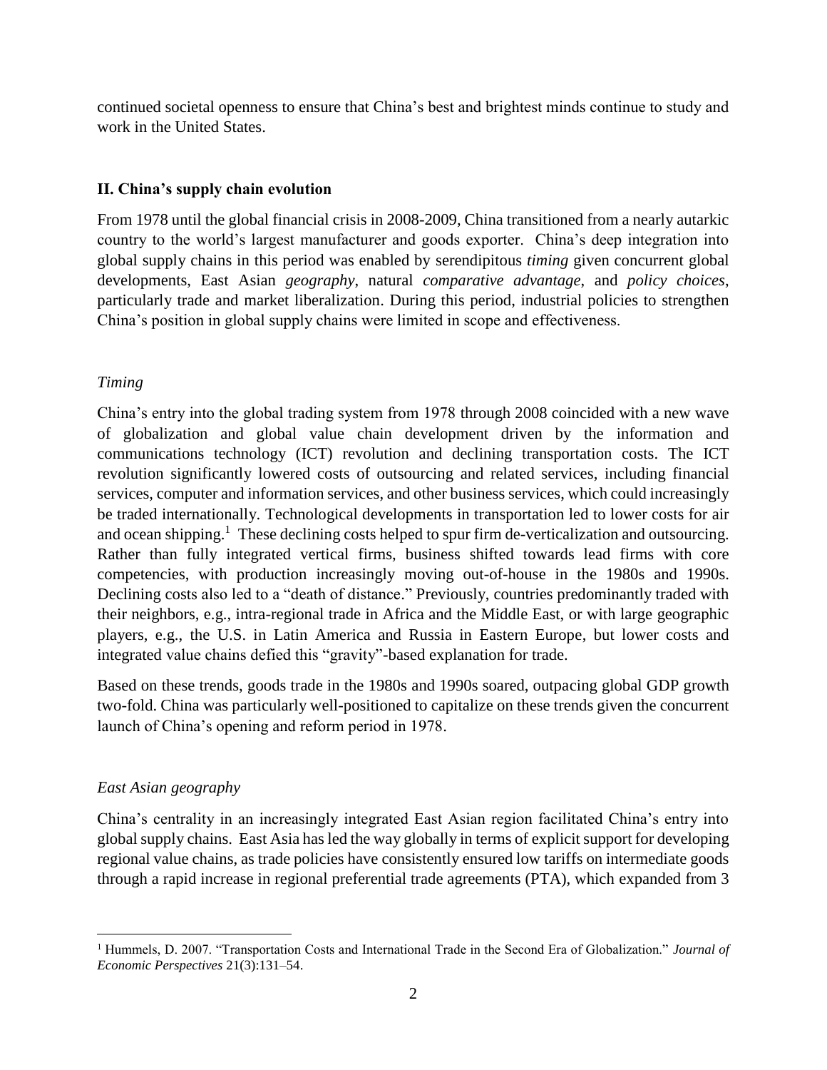continued societal openness to ensure that China's best and brightest minds continue to study and work in the United States.

## II. China's supply chain evolution

From 1978 until the global financial crisis in 2008-2009, China transitioned from a nearly autarkic country to the world's largest manufacturer and goods exporter. China's deep integration into global supply chains in this period was enabled by serendipitous *timing* given concurrent global developments, East Asian *geography*, natural *comparative advantage*, and *policy choices*, particularly trade and market liberalization. During this period, industrial policies to strengthen China's position in global supply chains were limited in scope and effectiveness.

### *Timing*

China's entry into the global trading system from 1978 through 2008 coincided with a new wave of globalization and global value chain development driven by the information and communications technology (ICT) revolution and declining transportation costs. The ICT revolution significantly lowered costs of outsourcing and related services, including financial services, computer and information services, and other business services, which could increasingly be traded internationally. Technological developments in transportation led to lower costs for air and ocean shipping.[1] These declining costs helped to spur firm de-verticalization and outsourcing. Rather than fully integrated vertical firms, business shifted towards lead firms with core competencies, with production increasingly moving out-of-house in the 1980s and 1990s. Declining costs also led to a "death of distance." Previously, countries predominantly traded with their neighbors, e.g., intra-regional trade in Africa and the Middle East, or with large geographic players, e.g., the U.S. in Latin America and Russia in Eastern Europe, but lower costs and integrated value chains defied this "gravity"-based explanation for trade.

Based on these trends, goods trade in the 1980s and 1990s soared, outpacing global GDP growth two-fold. China was particularly well-positioned to capitalize on these trends given the concurrent launch of China's opening and reform period in 1978.

### *East Asian geography*

China's centrality in an increasingly integrated East Asian region facilitated China's entry into global supply chains. East Asia has led the way globally in terms of explicit support for developing regional value chains, as trade policies have consistently ensured low tariffs on intermediate goods through a rapid increase in regional preferential trade agreements (PTA), which expanded from 3

[1] Hummels, D. 2007. "Transportation Costs and International Trade in the Second Era of Globalization." *Journal of Economic Perspectives* 21(3):131–54.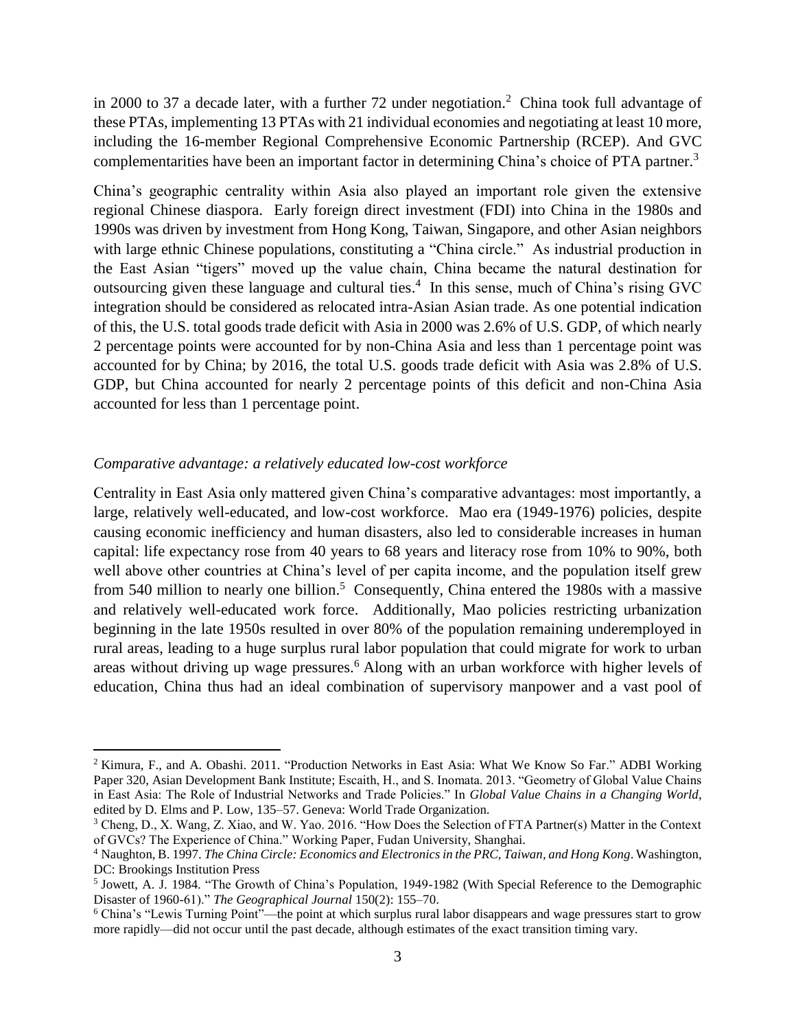in 2000 to 37 a decade later, with a further 72 under negotiation.[2] China took full advantage of these PTAs, implementing 13 PTAs with 21 individual economies and negotiating at least 10 more, including the 16-member Regional Comprehensive Economic Partnership (RCEP). And GVC complementarities have been an important factor in determining China's choice of PTA partner.[3]

China's geographic centrality within Asia also played an important role given the extensive regional Chinese diaspora. Early foreign direct investment (FDI) into China in the 1980s and 1990s was driven by investment from Hong Kong, Taiwan, Singapore, and other Asian neighbors with large ethnic Chinese populations, constituting a "China circle." As industrial production in the East Asian "tigers" moved up the value chain, China became the natural destination for outsourcing given these language and cultural ties.[4] In this sense, much of China's rising GVC integration should be considered as relocated intra-Asian Asian trade. As one potential indication of this, the U.S. total goods trade deficit with Asia in 2000 was 2.6% of U.S. GDP, of which nearly 2 percentage points were accounted for by non-China Asia and less than 1 percentage point was accounted for by China; by 2016, the total U.S. goods trade deficit with Asia was 2.8% of U.S. GDP, but China accounted for nearly 2 percentage points of this deficit and non-China Asia accounted for less than 1 percentage point.

### *Comparative advantage: a relatively educated low-cost workforce*

Centrality in East Asia only mattered given China's comparative advantages: most importantly, a large, relatively well-educated, and low-cost workforce. Mao era (1949-1976) policies, despite causing economic inefficiency and human disasters, also led to considerable increases in human capital: life expectancy rose from 40 years to 68 years and literacy rose from 10% to 90%, both well above other countries at China's level of per capita income, and the population itself grew from 540 million to nearly one billion.[5] Consequently, China entered the 1980s with a massive and relatively well-educated work force. Additionally, Mao policies restricting urbanization beginning in the late 1950s resulted in over 80% of the population remaining underemployed in rural areas, leading to a huge surplus rural labor population that could migrate for work to urban areas without driving up wage pressures.[6] Along with an urban workforce with higher levels of education, China thus had an ideal combination of supervisory manpower and a vast pool of

---

[2] Kimura, F., and A. Obashi. 2011. "Production Networks in East Asia: What We Know So Far." ADBI Working Paper 320, Asian Development Bank Institute; Escaith, H., and S. Inomata. 2013. "Geometry of Global Value Chains in East Asia: The Role of Industrial Networks and Trade Policies." In *Global Value Chains in a Changing World*, edited by D. Elms and P. Low, 135–57. Geneva: World Trade Organization.

[3] Cheng, D., X. Wang, Z. Xiao, and W. Yao. 2016. "How Does the Selection of FTA Partner(s) Matter in the Context of GVCs? The Experience of China." Working Paper, Fudan University, Shanghai.

[4] Naughton, B. 1997. *The China Circle: Economics and Electronics in the PRC, Taiwan, and Hong Kong*. Washington, DC: Brookings Institution Press

[5] Jowett, A. J. 1984. "The Growth of China's Population, 1949-1982 (With Special Reference to the Demographic Disaster of 1960-61)." *The Geographical Journal* 150(2): 155–70.

[6] China's "Lewis Turning Point"—the point at which surplus rural labor disappears and wage pressures start to grow more rapidly—did not occur until the past decade, although estimates of the exact transition timing vary.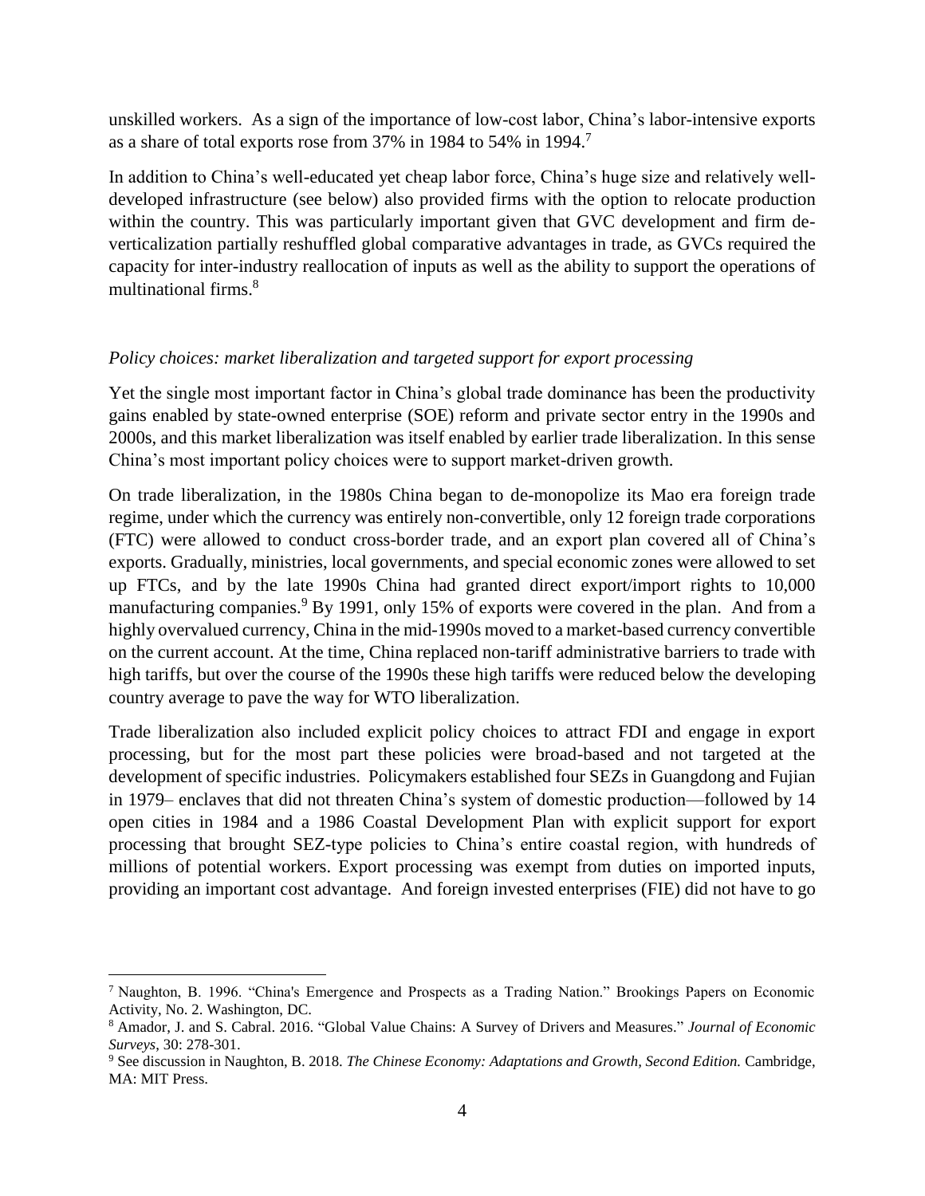unskilled workers. As a sign of the importance of low-cost labor, China's labor-intensive exports as a share of total exports rose from 37% in 1984 to 54% in 1994.[7]

In addition to China's well-educated yet cheap labor force, China's huge size and relatively well-developed infrastructure (see below) also provided firms with the option to relocate production within the country. This was particularly important given that GVC development and firm de-verticalization partially reshuffled global comparative advantages in trade, as GVCs required the capacity for inter-industry reallocation of inputs as well as the ability to support the operations of multinational firms.[8]

*Policy choices: market liberalization and targeted support for export processing*

Yet the single most important factor in China's global trade dominance has been the productivity gains enabled by state-owned enterprise (SOE) reform and private sector entry in the 1990s and 2000s, and this market liberalization was itself enabled by earlier trade liberalization. In this sense China's most important policy choices were to support market-driven growth.

On trade liberalization, in the 1980s China began to de-monopolize its Mao era foreign trade regime, under which the currency was entirely non-convertible, only 12 foreign trade corporations (FTC) were allowed to conduct cross-border trade, and an export plan covered all of China's exports. Gradually, ministries, local governments, and special economic zones were allowed to set up FTCs, and by the late 1990s China had granted direct export/import rights to 10,000 manufacturing companies.[9] By 1991, only 15% of exports were covered in the plan. And from a highly overvalued currency, China in the mid-1990s moved to a market-based currency convertible on the current account. At the time, China replaced non-tariff administrative barriers to trade with high tariffs, but over the course of the 1990s these high tariffs were reduced below the developing country average to pave the way for WTO liberalization.

Trade liberalization also included explicit policy choices to attract FDI and engage in export processing, but for the most part these policies were broad-based and not targeted at the development of specific industries. Policymakers established four SEZs in Guangdong and Fujian in 1979– enclaves that did not threaten China's system of domestic production—followed by 14 open cities in 1984 and a 1986 Coastal Development Plan with explicit support for export processing that brought SEZ-type policies to China's entire coastal region, with hundreds of millions of potential workers. Export processing was exempt from duties on imported inputs, providing an important cost advantage. And foreign invested enterprises (FIE) did not have to go

---

[7] Naughton, B. 1996. "China's Emergence and Prospects as a Trading Nation." Brookings Papers on Economic Activity, No. 2. Washington, DC.

[8] Amador, J. and S. Cabral. 2016. "Global Value Chains: A Survey of Drivers and Measures." *Journal of Economic Surveys*, 30: 278-301.

[9] See discussion in Naughton, B. 2018. *The Chinese Economy: Adaptations and Growth, Second Edition.* Cambridge, MA: MIT Press.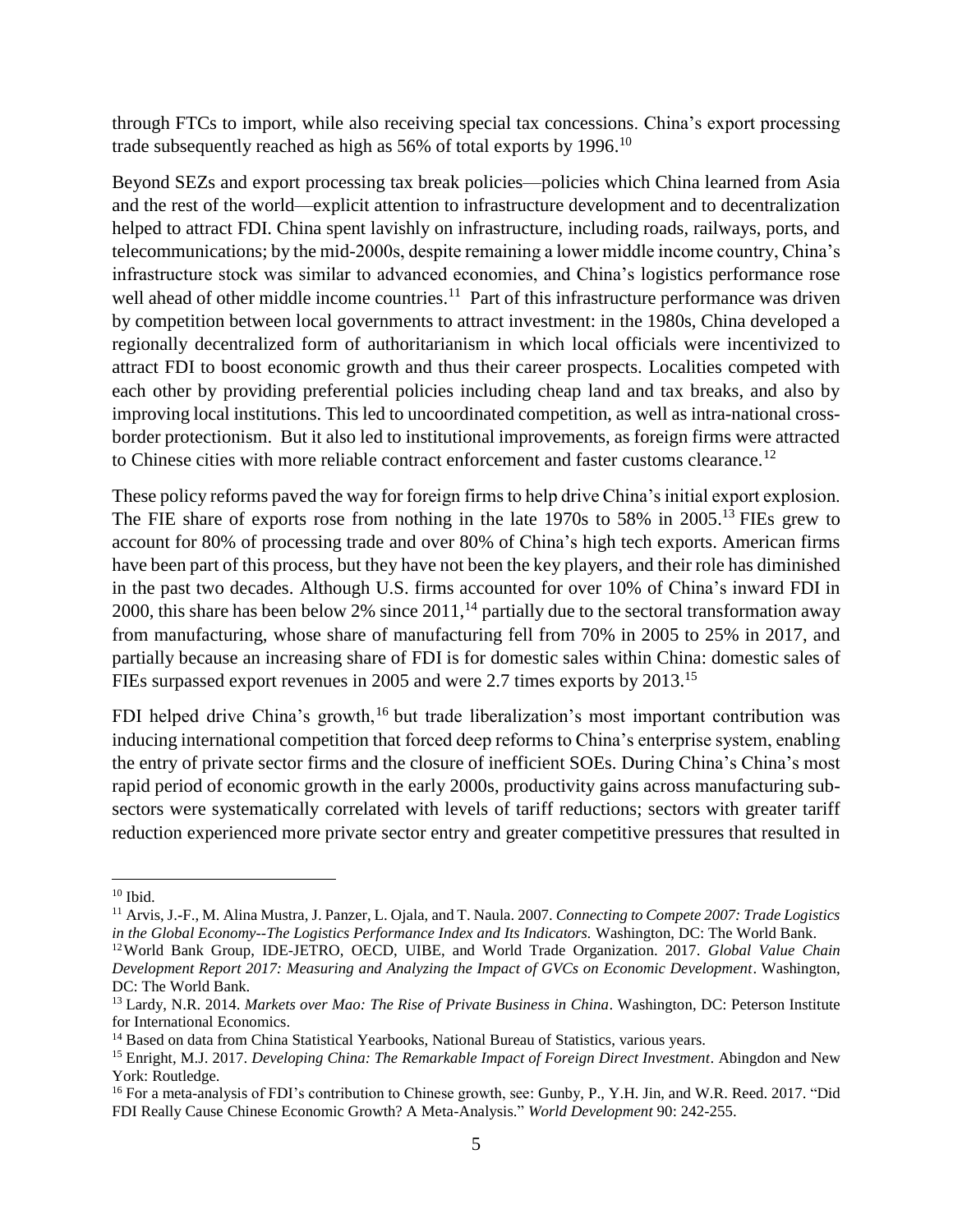through FTCs to import, while also receiving special tax concessions. China's export processing trade subsequently reached as high as 56% of total exports by 1996.[10]

Beyond SEZs and export processing tax break policies—policies which China learned from Asia and the rest of the world—explicit attention to infrastructure development and to decentralization helped to attract FDI. China spent lavishly on infrastructure, including roads, railways, ports, and telecommunications; by the mid-2000s, despite remaining a lower middle income country, China's infrastructure stock was similar to advanced economies, and China's logistics performance rose well ahead of other middle income countries.[11] Part of this infrastructure performance was driven by competition between local governments to attract investment: in the 1980s, China developed a regionally decentralized form of authoritarianism in which local officials were incentivized to attract FDI to boost economic growth and thus their career prospects. Localities competed with each other by providing preferential policies including cheap land and tax breaks, and also by improving local institutions. This led to uncoordinated competition, as well as intra-national cross-border protectionism. But it also led to institutional improvements, as foreign firms were attracted to Chinese cities with more reliable contract enforcement and faster customs clearance.[12]

These policy reforms paved the way for foreign firms to help drive China's initial export explosion. The FIE share of exports rose from nothing in the late 1970s to 58% in 2005.[13] FIEs grew to account for 80% of processing trade and over 80% of China's high tech exports. American firms have been part of this process, but they have not been the key players, and their role has diminished in the past two decades. Although U.S. firms accounted for over 10% of China's inward FDI in 2000, this share has been below 2% since 2011,[14] partially due to the sectoral transformation away from manufacturing, whose share of manufacturing fell from 70% in 2005 to 25% in 2017, and partially because an increasing share of FDI is for domestic sales within China: domestic sales of FIEs surpassed export revenues in 2005 and were 2.7 times exports by 2013.[15]

FDI helped drive China's growth,[16] but trade liberalization's most important contribution was inducing international competition that forced deep reforms to China's enterprise system, enabling the entry of private sector firms and the closure of inefficient SOEs. During China's China's most rapid period of economic growth in the early 2000s, productivity gains across manufacturing sub-sectors were systematically correlated with levels of tariff reductions; sectors with greater tariff reduction experienced more private sector entry and greater competitive pressures that resulted in

---

[10] Ibid.

[11] Arvis, J.-F., M. Alina Mustra, J. Panzer, L. Ojala, and T. Naula. 2007. *Connecting to Compete 2007: Trade Logistics in the Global Economy--The Logistics Performance Index and Its Indicators.* Washington, DC: The World Bank.

[12] World Bank Group, IDE-JETRO, OECD, UIBE, and World Trade Organization. 2017. *Global Value Chain Development Report 2017: Measuring and Analyzing the Impact of GVCs on Economic Development*. Washington, DC: The World Bank.

[13] Lardy, N.R. 2014. *Markets over Mao: The Rise of Private Business in China*. Washington, DC: Peterson Institute for International Economics.

[14] Based on data from China Statistical Yearbooks, National Bureau of Statistics, various years.

[15] Enright, M.J. 2017. *Developing China: The Remarkable Impact of Foreign Direct Investment*. Abingdon and New York: Routledge.

[16] For a meta-analysis of FDI's contribution to Chinese growth, see: Gunby, P., Y.H. Jin, and W.R. Reed. 2017. "Did FDI Really Cause Chinese Economic Growth? A Meta-Analysis." *World Development* 90: 242-255.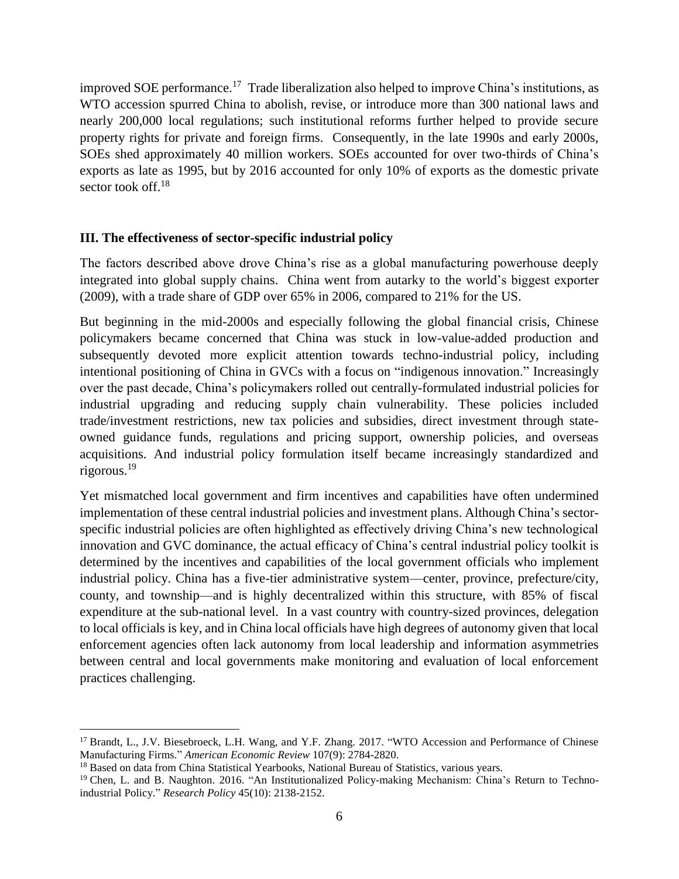improved SOE performance.[17] Trade liberalization also helped to improve China's institutions, as WTO accession spurred China to abolish, revise, or introduce more than 300 national laws and nearly 200,000 local regulations; such institutional reforms further helped to provide secure property rights for private and foreign firms. Consequently, in the late 1990s and early 2000s, SOEs shed approximately 40 million workers. SOEs accounted for over two-thirds of China's exports as late as 1995, but by 2016 accounted for only 10% of exports as the domestic private sector took off.[18]

## III. The effectiveness of sector-specific industrial policy

The factors described above drove China's rise as a global manufacturing powerhouse deeply integrated into global supply chains. China went from autarky to the world's biggest exporter (2009), with a trade share of GDP over 65% in 2006, compared to 21% for the US.

But beginning in the mid-2000s and especially following the global financial crisis, Chinese policymakers became concerned that China was stuck in low-value-added production and subsequently devoted more explicit attention towards techno-industrial policy, including intentional positioning of China in GVCs with a focus on "indigenous innovation." Increasingly over the past decade, China's policymakers rolled out centrally-formulated industrial policies for industrial upgrading and reducing supply chain vulnerability. These policies included trade/investment restrictions, new tax policies and subsidies, direct investment through state-owned guidance funds, regulations and pricing support, ownership policies, and overseas acquisitions. And industrial policy formulation itself became increasingly standardized and rigorous.[19]

Yet mismatched local government and firm incentives and capabilities have often undermined implementation of these central industrial policies and investment plans. Although China's sector-specific industrial policies are often highlighted as effectively driving China's new technological innovation and GVC dominance, the actual efficacy of China's central industrial policy toolkit is determined by the incentives and capabilities of the local government officials who implement industrial policy. China has a five-tier administrative system—center, province, prefecture/city, county, and township—and is highly decentralized within this structure, with 85% of fiscal expenditure at the sub-national level. In a vast country with country-sized provinces, delegation to local officials is key, and in China local officials have high degrees of autonomy given that local enforcement agencies often lack autonomy from local leadership and information asymmetries between central and local governments make monitoring and evaluation of local enforcement practices challenging.

---

[17] Brandt, L., J.V. Biesebroeck, L.H. Wang, and Y.F. Zhang. 2017. "WTO Accession and Performance of Chinese Manufacturing Firms." *American Economic Review* 107(9): 2784-2820.

[18] Based on data from China Statistical Yearbooks, National Bureau of Statistics, various years.

[19] Chen, L. and B. Naughton. 2016. "An Institutionalized Policy-making Mechanism: China's Return to Techno-industrial Policy." *Research Policy* 45(10): 2138-2152.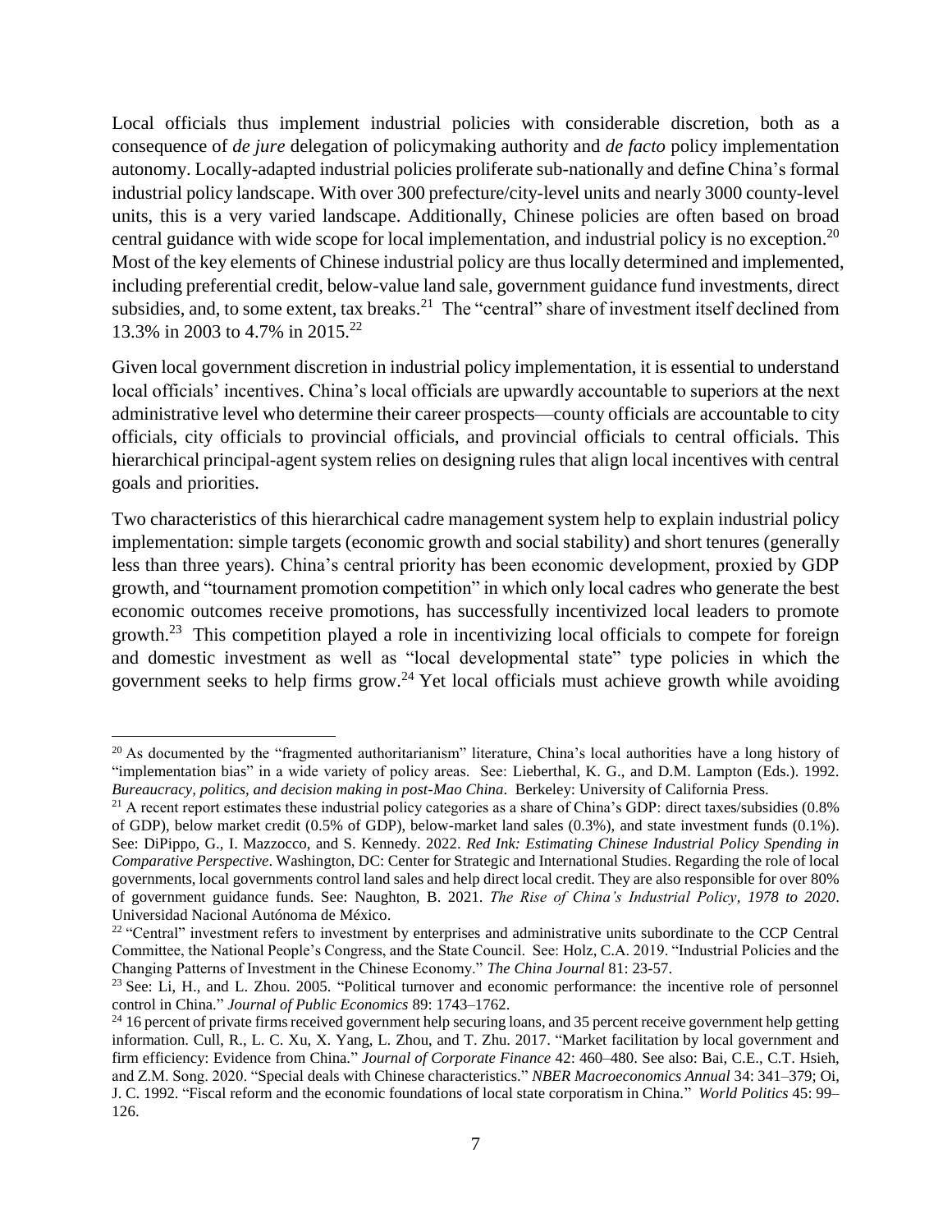Local officials thus implement industrial policies with considerable discretion, both as a consequence of *de jure* delegation of policymaking authority and *de facto* policy implementation autonomy. Locally-adapted industrial policies proliferate sub-nationally and define China's formal industrial policy landscape. With over 300 prefecture/city-level units and nearly 3000 county-level units, this is a very varied landscape. Additionally, Chinese policies are often based on broad central guidance with wide scope for local implementation, and industrial policy is no exception.[20] Most of the key elements of Chinese industrial policy are thus locally determined and implemented, including preferential credit, below-value land sale, government guidance fund investments, direct subsidies, and, to some extent, tax breaks.[21] The "central" share of investment itself declined from 13.3% in 2003 to 4.7% in 2015.[22]

Given local government discretion in industrial policy implementation, it is essential to understand local officials' incentives. China's local officials are upwardly accountable to superiors at the next administrative level who determine their career prospects—county officials are accountable to city officials, city officials to provincial officials, and provincial officials to central officials. This hierarchical principal-agent system relies on designing rules that align local incentives with central goals and priorities.

Two characteristics of this hierarchical cadre management system help to explain industrial policy implementation: simple targets (economic growth and social stability) and short tenures (generally less than three years). China's central priority has been economic development, proxied by GDP growth, and "tournament promotion competition" in which only local cadres who generate the best economic outcomes receive promotions, has successfully incentivized local leaders to promote growth.[23] This competition played a role in incentivizing local officials to compete for foreign and domestic investment as well as "local developmental state" type policies in which the government seeks to help firms grow.[24] Yet local officials must achieve growth while avoiding

---

[20] As documented by the "fragmented authoritarianism" literature, China's local authorities have a long history of "implementation bias" in a wide variety of policy areas. See: Lieberthal, K. G., and D.M. Lampton (Eds.). 1992. *Bureaucracy, politics, and decision making in post-Mao China*. Berkeley: University of California Press.

[21] A recent report estimates these industrial policy categories as a share of China's GDP: direct taxes/subsidies (0.8% of GDP), below market credit (0.5% of GDP), below-market land sales (0.3%), and state investment funds (0.1%). See: DiPippo, G., I. Mazzocco, and S. Kennedy. 2022. *Red Ink: Estimating Chinese Industrial Policy Spending in Comparative Perspective*. Washington, DC: Center for Strategic and International Studies. Regarding the role of local governments, local governments control land sales and help direct local credit. They are also responsible for over 80% of government guidance funds. See: Naughton, B. 2021. *The Rise of China's Industrial Policy, 1978 to 2020*. Universidad Nacional Autónoma de México.

[22] "Central" investment refers to investment by enterprises and administrative units subordinate to the CCP Central Committee, the National People's Congress, and the State Council. See: Holz, C.A. 2019. "Industrial Policies and the Changing Patterns of Investment in the Chinese Economy." *The China Journal* 81: 23-57.

[23] See: Li, H., and L. Zhou. 2005. "Political turnover and economic performance: the incentive role of personnel control in China." *Journal of Public Economics* 89: 1743–1762.

[24] 16 percent of private firms received government help securing loans, and 35 percent receive government help getting information. Cull, R., L. C. Xu, X. Yang, L. Zhou, and T. Zhu. 2017. "Market facilitation by local government and firm efficiency: Evidence from China." *Journal of Corporate Finance* 42: 460–480. See also: Bai, C.E., C.T. Hsieh, and Z.M. Song. 2020. "Special deals with Chinese characteristics." *NBER Macroeconomics Annual* 34: 341–379; Oi, J. C. 1992. "Fiscal reform and the economic foundations of local state corporatism in China." *World Politics* 45: 99–126.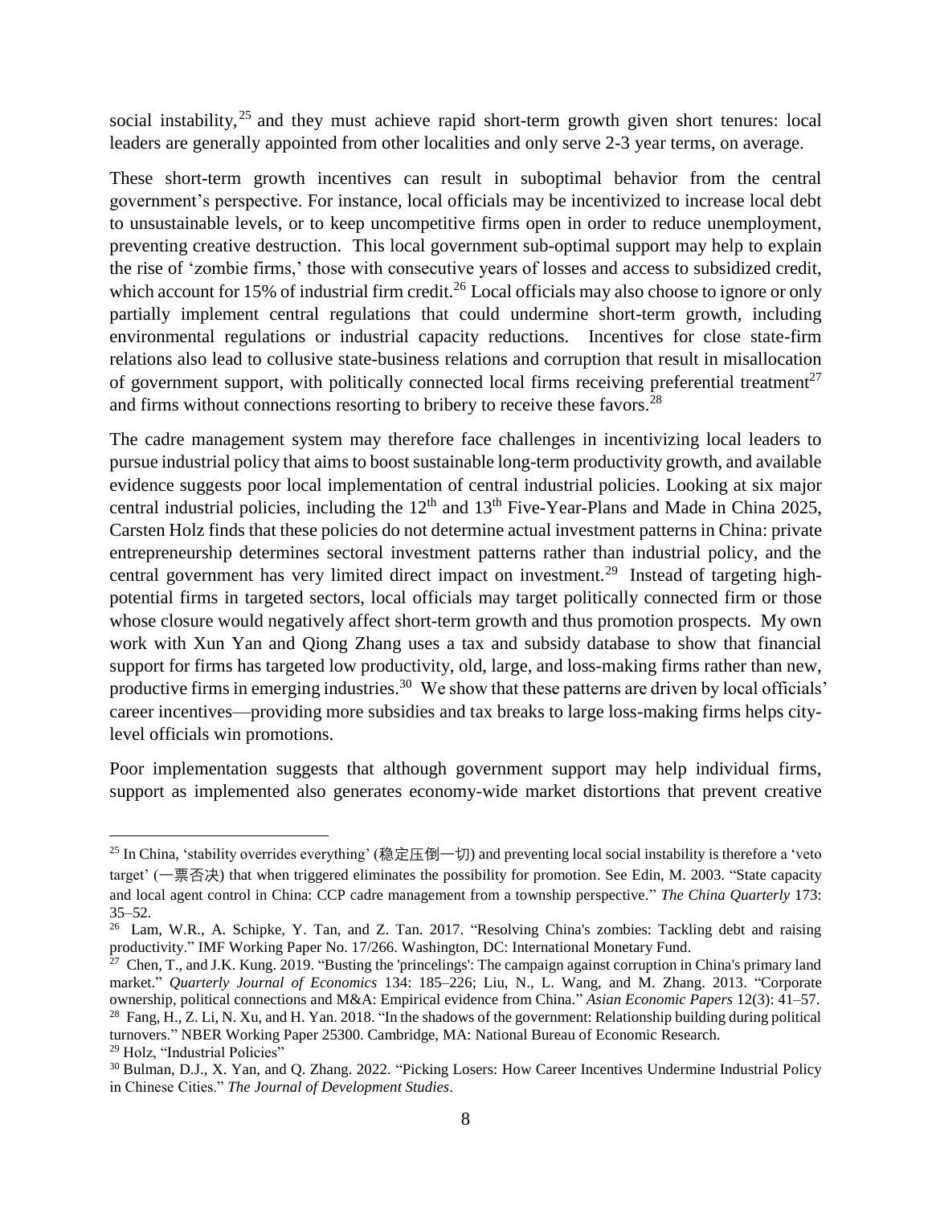social instability,[25] and they must achieve rapid short-term growth given short tenures: local leaders are generally appointed from other localities and only serve 2-3 year terms, on average.

These short-term growth incentives can result in suboptimal behavior from the central government's perspective. For instance, local officials may be incentivized to increase local debt to unsustainable levels, or to keep uncompetitive firms open in order to reduce unemployment, preventing creative destruction. This local government sub-optimal support may help to explain the rise of 'zombie firms,' those with consecutive years of losses and access to subsidized credit, which account for 15% of industrial firm credit.[26] Local officials may also choose to ignore or only partially implement central regulations that could undermine short-term growth, including environmental regulations or industrial capacity reductions. Incentives for close state-firm relations also lead to collusive state-business relations and corruption that result in misallocation of government support, with politically connected local firms receiving preferential treatment[27] and firms without connections resorting to bribery to receive these favors.[28]

The cadre management system may therefore face challenges in incentivizing local leaders to pursue industrial policy that aims to boost sustainable long-term productivity growth, and available evidence suggests poor local implementation of central industrial policies. Looking at six major central industrial policies, including the 12th and 13th Five-Year-Plans and Made in China 2025, Carsten Holz finds that these policies do not determine actual investment patterns in China: private entrepreneurship determines sectoral investment patterns rather than industrial policy, and the central government has very limited direct impact on investment.[29] Instead of targeting high-potential firms in targeted sectors, local officials may target politically connected firm or those whose closure would negatively affect short-term growth and thus promotion prospects. My own work with Xun Yan and Qiong Zhang uses a tax and subsidy database to show that financial support for firms has targeted low productivity, old, large, and loss-making firms rather than new, productive firms in emerging industries.[30] We show that these patterns are driven by local officials' career incentives—providing more subsidies and tax breaks to large loss-making firms helps city-level officials win promotions.

Poor implementation suggests that although government support may help individual firms, support as implemented also generates economy-wide market distortions that prevent creative

---

[25] In China, 'stability overrides everything' (稳定压倒一切) and preventing local social instability is therefore a 'veto target' (一票否决) that when triggered eliminates the possibility for promotion. See Edin, M. 2003. "State capacity and local agent control in China: CCP cadre management from a township perspective." *The China Quarterly* 173: 35–52.

[26] Lam, W.R., A. Schipke, Y. Tan, and Z. Tan. 2017. "Resolving China's zombies: Tackling debt and raising productivity." IMF Working Paper No. 17/266. Washington, DC: International Monetary Fund.

[27] Chen, T., and J.K. Kung. 2019. "Busting the 'princelings': The campaign against corruption in China's primary land market." *Quarterly Journal of Economics* 134: 185–226; Liu, N., L. Wang, and M. Zhang. 2013. "Corporate ownership, political connections and M&A: Empirical evidence from China." *Asian Economic Papers* 12(3): 41–57.

[28] Fang, H., Z. Li, N. Xu, and H. Yan. 2018. "In the shadows of the government: Relationship building during political turnovers." NBER Working Paper 25300. Cambridge, MA: National Bureau of Economic Research.

[29] Holz, "Industrial Policies"

[30] Bulman, D.J., X. Yan, and Q. Zhang. 2022. "Picking Losers: How Career Incentives Undermine Industrial Policy in Chinese Cities." *The Journal of Development Studies*.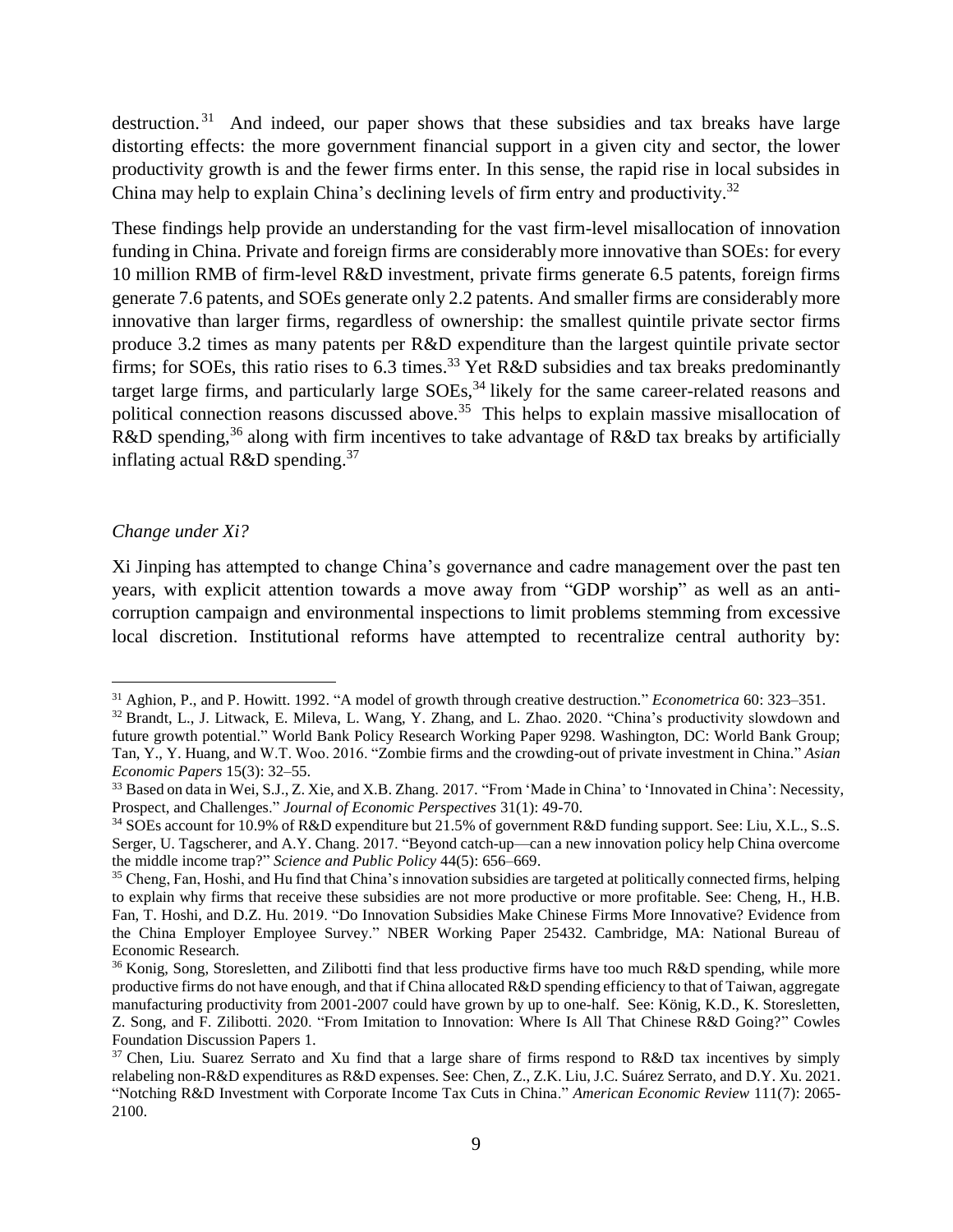destruction.[31] And indeed, our paper shows that these subsidies and tax breaks have large distorting effects: the more government financial support in a given city and sector, the lower productivity growth is and the fewer firms enter. In this sense, the rapid rise in local subsides in China may help to explain China's declining levels of firm entry and productivity.[32]

These findings help provide an understanding for the vast firm-level misallocation of innovation funding in China. Private and foreign firms are considerably more innovative than SOEs: for every 10 million RMB of firm-level R&D investment, private firms generate 6.5 patents, foreign firms generate 7.6 patents, and SOEs generate only 2.2 patents. And smaller firms are considerably more innovative than larger firms, regardless of ownership: the smallest quintile private sector firms produce 3.2 times as many patents per R&D expenditure than the largest quintile private sector firms; for SOEs, this ratio rises to 6.3 times.[33] Yet R&D subsidies and tax breaks predominantly target large firms, and particularly large SOEs,[34] likely for the same career-related reasons and political connection reasons discussed above.[35] This helps to explain massive misallocation of R&D spending,[36] along with firm incentives to take advantage of R&D tax breaks by artificially inflating actual R&D spending.[37]

*Change under Xi?*

Xi Jinping has attempted to change China's governance and cadre management over the past ten years, with explicit attention towards a move away from "GDP worship" as well as an anti-corruption campaign and environmental inspections to limit problems stemming from excessive local discretion. Institutional reforms have attempted to recentralize central authority by:

---

[31] Aghion, P., and P. Howitt. 1992. "A model of growth through creative destruction." *Econometrica* 60: 323–351.

[32] Brandt, L., J. Litwack, E. Mileva, L. Wang, Y. Zhang, and L. Zhao. 2020. "China's productivity slowdown and future growth potential." World Bank Policy Research Working Paper 9298. Washington, DC: World Bank Group; Tan, Y., Y. Huang, and W.T. Woo. 2016. "Zombie firms and the crowding-out of private investment in China." *Asian Economic Papers* 15(3): 32–55.

[33] Based on data in Wei, S.J., Z. Xie, and X.B. Zhang. 2017. "From 'Made in China' to 'Innovated in China': Necessity, Prospect, and Challenges." *Journal of Economic Perspectives* 31(1): 49-70.

[34] SOEs account for 10.9% of R&D expenditure but 21.5% of government R&D funding support. See: Liu, X.L., S..S. Serger, U. Tagscherer, and A.Y. Chang. 2017. "Beyond catch-up—can a new innovation policy help China overcome the middle income trap?" *Science and Public Policy* 44(5): 656–669.

[35] Cheng, Fan, Hoshi, and Hu find that China's innovation subsidies are targeted at politically connected firms, helping to explain why firms that receive these subsidies are not more productive or more profitable. See: Cheng, H., H.B. Fan, T. Hoshi, and D.Z. Hu. 2019. "Do Innovation Subsidies Make Chinese Firms More Innovative? Evidence from the China Employer Employee Survey." NBER Working Paper 25432. Cambridge, MA: National Bureau of Economic Research.

[36] Konig, Song, Storesletten, and Zilibotti find that less productive firms have too much R&D spending, while more productive firms do not have enough, and that if China allocated R&D spending efficiency to that of Taiwan, aggregate manufacturing productivity from 2001-2007 could have grown by up to one-half. See: König, K.D., K. Storesletten, Z. Song, and F. Zilibotti. 2020. "From Imitation to Innovation: Where Is All That Chinese R&D Going?" Cowles Foundation Discussion Papers 1.

[37] Chen, Liu. Suarez Serrato and Xu find that a large share of firms respond to R&D tax incentives by simply relabeling non-R&D expenditures as R&D expenses. See: Chen, Z., Z.K. Liu, J.C. Suárez Serrato, and D.Y. Xu. 2021. "Notching R&D Investment with Corporate Income Tax Cuts in China." *American Economic Review* 111(7): 2065-2100.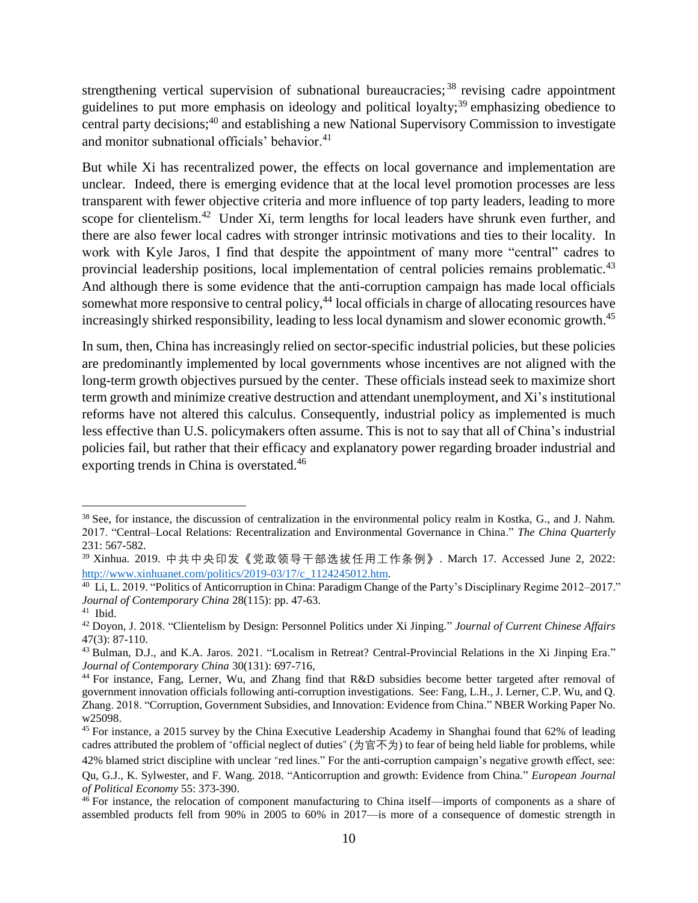strengthening vertical supervision of subnational bureaucracies;[38] revising cadre appointment guidelines to put more emphasis on ideology and political loyalty;[39] emphasizing obedience to central party decisions;[40] and establishing a new National Supervisory Commission to investigate and monitor subnational officials' behavior.[41]

But while Xi has recentralized power, the effects on local governance and implementation are unclear. Indeed, there is emerging evidence that at the local level promotion processes are less transparent with fewer objective criteria and more influence of top party leaders, leading to more scope for clientelism.[42] Under Xi, term lengths for local leaders have shrunk even further, and there are also fewer local cadres with stronger intrinsic motivations and ties to their locality. In work with Kyle Jaros, I find that despite the appointment of many more "central" cadres to provincial leadership positions, local implementation of central policies remains problematic.[43] And although there is some evidence that the anti-corruption campaign has made local officials somewhat more responsive to central policy,[44] local officials in charge of allocating resources have increasingly shirked responsibility, leading to less local dynamism and slower economic growth.[45]

In sum, then, China has increasingly relied on sector-specific industrial policies, but these policies are predominantly implemented by local governments whose incentives are not aligned with the long-term growth objectives pursued by the center. These officials instead seek to maximize short term growth and minimize creative destruction and attendant unemployment, and Xi's institutional reforms have not altered this calculus. Consequently, industrial policy as implemented is much less effective than U.S. policymakers often assume. This is not to say that all of China's industrial policies fail, but rather that their efficacy and explanatory power regarding broader industrial and exporting trends in China is overstated.[46]

---

[38] See, for instance, the discussion of centralization in the environmental policy realm in Kostka, G., and J. Nahm. 2017. "Central–Local Relations: Recentralization and Environmental Governance in China." *The China Quarterly* 231: 567-582.

[39] Xinhua. 2019. 中共中央印发《党政领导干部选拔任用工作条例》. March 17. Accessed June 2, 2022: http://www.xinhuanet.com/politics/2019-03/17/c_1124245012.htm.

[40] Li, L. 2019. "Politics of Anticorruption in China: Paradigm Change of the Party's Disciplinary Regime 2012–2017." *Journal of Contemporary China* 28(115): pp. 47-63.

[41] Ibid.

[42] Doyon, J. 2018. "Clientelism by Design: Personnel Politics under Xi Jinping." *Journal of Current Chinese Affairs* 47(3): 87-110.

[43] Bulman, D.J., and K.A. Jaros. 2021. "Localism in Retreat? Central-Provincial Relations in the Xi Jinping Era." *Journal of Contemporary China* 30(131): 697-716,

[44] For instance, Fang, Lerner, Wu, and Zhang find that R&D subsidies become better targeted after removal of government innovation officials following anti-corruption investigations. See: Fang, L.H., J. Lerner, C.P. Wu, and Q. Zhang. 2018. "Corruption, Government Subsidies, and Innovation: Evidence from China." NBER Working Paper No. w25098.

[45] For instance, a 2015 survey by the China Executive Leadership Academy in Shanghai found that 62% of leading cadres attributed the problem of "official neglect of duties" (为官不为) to fear of being held liable for problems, while 42% blamed strict discipline with unclear "red lines." For the anti-corruption campaign's negative growth effect, see: Qu, G.J., K. Sylwester, and F. Wang. 2018. "Anticorruption and growth: Evidence from China." *European Journal of Political Economy* 55: 373-390.

[46] For instance, the relocation of component manufacturing to China itself—imports of components as a share of assembled products fell from 90% in 2005 to 60% in 2017—is more of a consequence of domestic strength in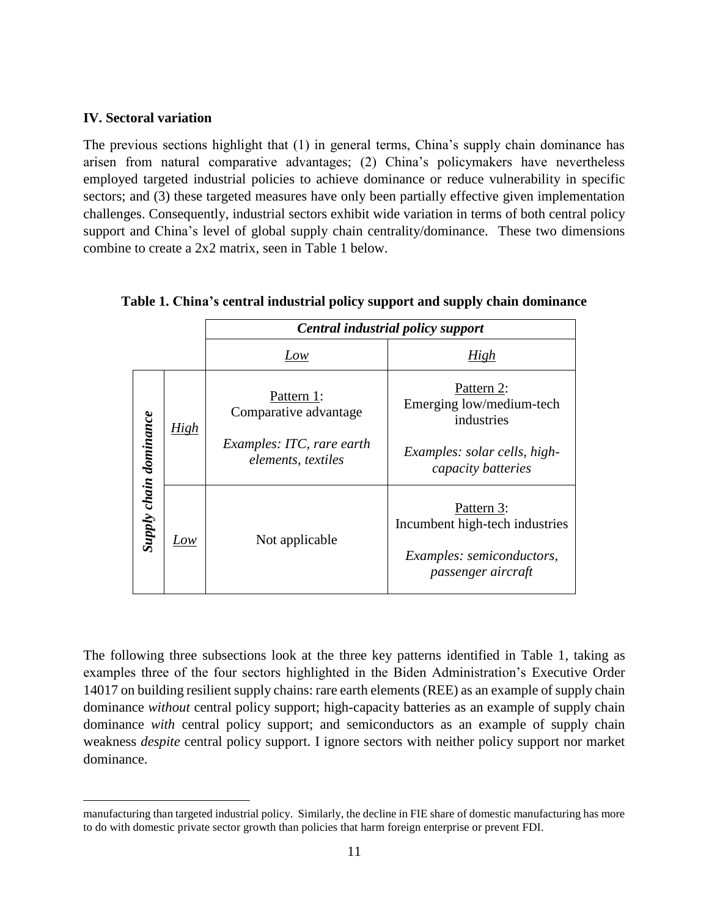### IV. Sectoral variation

The previous sections highlight that (1) in general terms, China's supply chain dominance has arisen from natural comparative advantages; (2) China's policymakers have nevertheless employed targeted industrial policies to achieve dominance or reduce vulnerability in specific sectors; and (3) these targeted measures have only been partially effective given implementation challenges. Consequently, industrial sectors exhibit wide variation in terms of both central policy support and China's level of global supply chain centrality/dominance. These two dimensions combine to create a 2x2 matrix, seen in Table 1 below.

**Table 1. China's central industrial policy support and supply chain dominance**

| | | ***Central industrial policy support*** | |
|---|---|---|---|
| | | *Low* | *High* |
| ***Supply chain dominance*** | *High* | Pattern 1: Comparative advantage<br>*Examples: ITC, rare earth elements, textiles* | Pattern 2: Emerging low/medium-tech industries<br>*Examples: solar cells, high-capacity batteries* |
| | *Low* | Not applicable | Pattern 3: Incumbent high-tech industries<br>*Examples: semiconductors, passenger aircraft* |

The following three subsections look at the three key patterns identified in Table 1, taking as examples three of the four sectors highlighted in the Biden Administration's Executive Order 14017 on building resilient supply chains: rare earth elements (REE) as an example of supply chain dominance *without* central policy support; high-capacity batteries as an example of supply chain dominance *with* central policy support; and semiconductors as an example of supply chain weakness *despite* central policy support. I ignore sectors with neither policy support nor market dominance.

---

manufacturing than targeted industrial policy. Similarly, the decline in FIE share of domestic manufacturing has more to do with domestic private sector growth than policies that harm foreign enterprise or prevent FDI.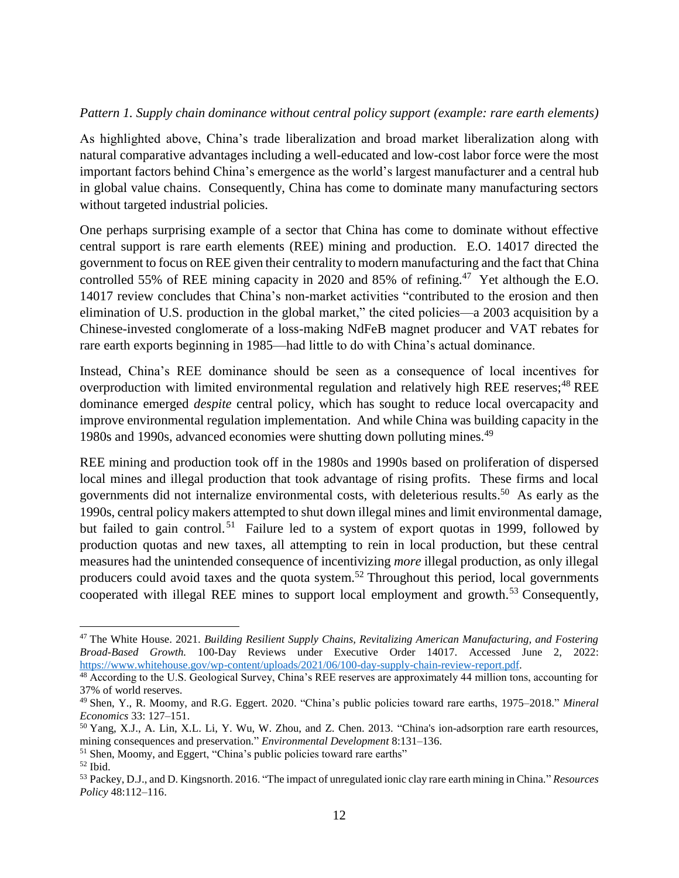*Pattern 1. Supply chain dominance without central policy support (example: rare earth elements)*

As highlighted above, China's trade liberalization and broad market liberalization along with natural comparative advantages including a well-educated and low-cost labor force were the most important factors behind China's emergence as the world's largest manufacturer and a central hub in global value chains. Consequently, China has come to dominate many manufacturing sectors without targeted industrial policies.

One perhaps surprising example of a sector that China has come to dominate without effective central support is rare earth elements (REE) mining and production. E.O. 14017 directed the government to focus on REE given their centrality to modern manufacturing and the fact that China controlled 55% of REE mining capacity in 2020 and 85% of refining.[47] Yet although the E.O. 14017 review concludes that China's non-market activities "contributed to the erosion and then elimination of U.S. production in the global market," the cited policies—a 2003 acquisition by a Chinese-invested conglomerate of a loss-making NdFeB magnet producer and VAT rebates for rare earth exports beginning in 1985—had little to do with China's actual dominance.

Instead, China's REE dominance should be seen as a consequence of local incentives for overproduction with limited environmental regulation and relatively high REE reserves;[48] REE dominance emerged *despite* central policy, which has sought to reduce local overcapacity and improve environmental regulation implementation. And while China was building capacity in the 1980s and 1990s, advanced economies were shutting down polluting mines.[49]

REE mining and production took off in the 1980s and 1990s based on proliferation of dispersed local mines and illegal production that took advantage of rising profits. These firms and local governments did not internalize environmental costs, with deleterious results.[50] As early as the 1990s, central policy makers attempted to shut down illegal mines and limit environmental damage, but failed to gain control.[51] Failure led to a system of export quotas in 1999, followed by production quotas and new taxes, all attempting to rein in local production, but these central measures had the unintended consequence of incentivizing *more* illegal production, as only illegal producers could avoid taxes and the quota system.[52] Throughout this period, local governments cooperated with illegal REE mines to support local employment and growth.[53] Consequently,

---

[47] The White House. 2021. *Building Resilient Supply Chains, Revitalizing American Manufacturing, and Fostering Broad-Based Growth.* 100-Day Reviews under Executive Order 14017. Accessed June 2, 2022: https://www.whitehouse.gov/wp-content/uploads/2021/06/100-day-supply-chain-review-report.pdf.

[48] According to the U.S. Geological Survey, China's REE reserves are approximately 44 million tons, accounting for 37% of world reserves.

[49] Shen, Y., R. Moomy, and R.G. Eggert. 2020. "China's public policies toward rare earths, 1975–2018." *Mineral Economics* 33: 127–151.

[50] Yang, X.J., A. Lin, X.L. Li, Y. Wu, W. Zhou, and Z. Chen. 2013. "China's ion-adsorption rare earth resources, mining consequences and preservation." *Environmental Development* 8:131–136.

[51] Shen, Moomy, and Eggert, "China's public policies toward rare earths"

[52] Ibid.

[53] Packey, D.J., and D. Kingsnorth. 2016. "The impact of unregulated ionic clay rare earth mining in China." *Resources Policy* 48:112–116.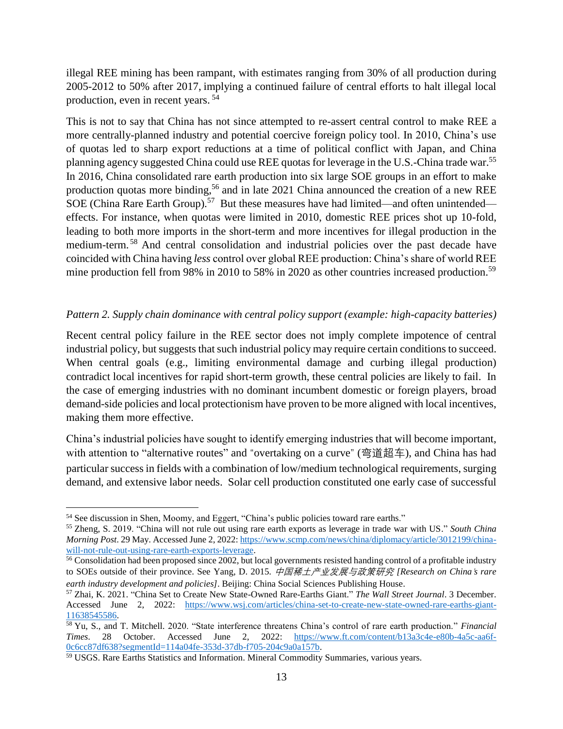illegal REE mining has been rampant, with estimates ranging from 30% of all production during 2005-2012 to 50% after 2017, implying a continued failure of central efforts to halt illegal local production, even in recent years. [54]

This is not to say that China has not since attempted to re-assert central control to make REE a more centrally-planned industry and potential coercive foreign policy tool. In 2010, China's use of quotas led to sharp export reductions at a time of political conflict with Japan, and China planning agency suggested China could use REE quotas for leverage in the U.S.-China trade war.[55] In 2016, China consolidated rare earth production into six large SOE groups in an effort to make production quotas more binding,[56] and in late 2021 China announced the creation of a new REE SOE (China Rare Earth Group).[57] But these measures have had limited—and often unintended—effects. For instance, when quotas were limited in 2010, domestic REE prices shot up 10-fold, leading to both more imports in the short-term and more incentives for illegal production in the medium-term.[58] And central consolidation and industrial policies over the past decade have coincided with China having *less* control over global REE production: China's share of world REE mine production fell from 98% in 2010 to 58% in 2020 as other countries increased production.[59]

*Pattern 2. Supply chain dominance with central policy support (example: high-capacity batteries)*

Recent central policy failure in the REE sector does not imply complete impotence of central industrial policy, but suggests that such industrial policy may require certain conditions to succeed. When central goals (e.g., limiting environmental damage and curbing illegal production) contradict local incentives for rapid short-term growth, these central policies are likely to fail. In the case of emerging industries with no dominant incumbent domestic or foreign players, broad demand-side policies and local protectionism have proven to be more aligned with local incentives, making them more effective.

China's industrial policies have sought to identify emerging industries that will become important, with attention to "alternative routes" and "overtaking on a curve" (弯道超车), and China has had particular success in fields with a combination of low/medium technological requirements, surging demand, and extensive labor needs. Solar cell production constituted one early case of successful

---

[54] See discussion in Shen, Moomy, and Eggert, "China's public policies toward rare earths."

[55] Zheng, S. 2019. "China will not rule out using rare earth exports as leverage in trade war with US." *South China Morning Post*. 29 May. Accessed June 2, 2022: https://www.scmp.com/news/china/diplomacy/article/3012199/china-will-not-rule-out-using-rare-earth-exports-leverage.

[56] Consolidation had been proposed since 2002, but local governments resisted handing control of a profitable industry to SOEs outside of their province. See Yang, D. 2015. *中国稀土产业发展与政策研究 [Research on China's rare earth industry development and policies]*. Beijing: China Social Sciences Publishing House.

[57] Zhai, K. 2021. "China Set to Create New State-Owned Rare-Earths Giant." *The Wall Street Journal*. 3 December. Accessed June 2, 2022: https://www.wsj.com/articles/china-set-to-create-new-state-owned-rare-earths-giant-11638545586.

[58] Yu, S., and T. Mitchell. 2020. "State interference threatens China's control of rare earth production." *Financial Times*. 28 October. Accessed June 2, 2022: https://www.ft.com/content/b13a3c4e-e80b-4a5c-aa6f-0c6cc87df638?segmentId=114a04fe-353d-37db-f705-204c9a0a157b.

[59] USGS. Rare Earths Statistics and Information. Mineral Commodity Summaries, various years.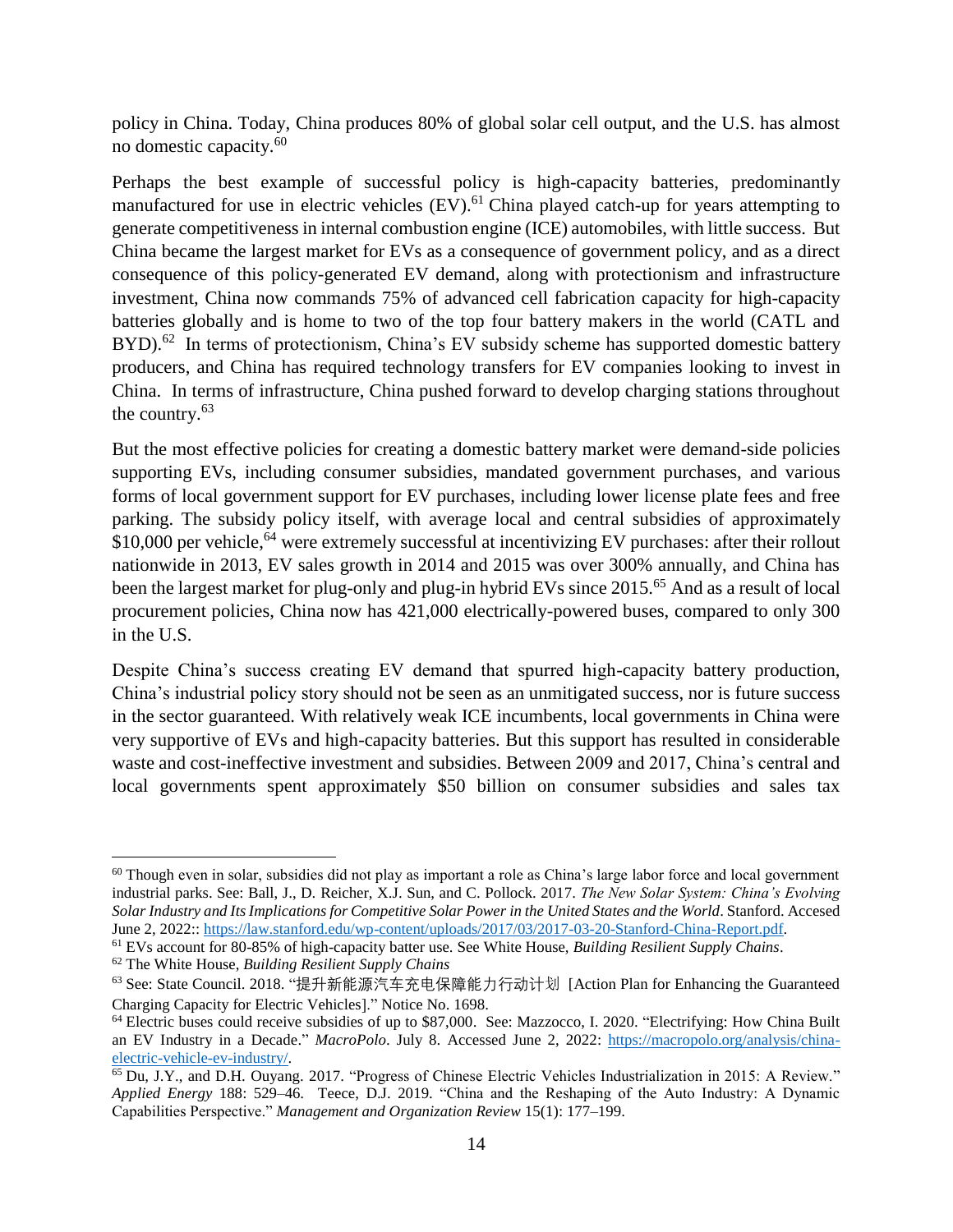policy in China. Today, China produces 80% of global solar cell output, and the U.S. has almost no domestic capacity.[60]

Perhaps the best example of successful policy is high-capacity batteries, predominantly manufactured for use in electric vehicles (EV).[61] China played catch-up for years attempting to generate competitiveness in internal combustion engine (ICE) automobiles, with little success. But China became the largest market for EVs as a consequence of government policy, and as a direct consequence of this policy-generated EV demand, along with protectionism and infrastructure investment, China now commands 75% of advanced cell fabrication capacity for high-capacity batteries globally and is home to two of the top four battery makers in the world (CATL and BYD).[62] In terms of protectionism, China's EV subsidy scheme has supported domestic battery producers, and China has required technology transfers for EV companies looking to invest in China. In terms of infrastructure, China pushed forward to develop charging stations throughout the country.[63]

But the most effective policies for creating a domestic battery market were demand-side policies supporting EVs, including consumer subsidies, mandated government purchases, and various forms of local government support for EV purchases, including lower license plate fees and free parking. The subsidy policy itself, with average local and central subsidies of approximately $10,000 per vehicle,[64] were extremely successful at incentivizing EV purchases: after their rollout nationwide in 2013, EV sales growth in 2014 and 2015 was over 300% annually, and China has been the largest market for plug-only and plug-in hybrid EVs since 2015.[65] And as a result of local procurement policies, China now has 421,000 electrically-powered buses, compared to only 300 in the U.S.

Despite China's success creating EV demand that spurred high-capacity battery production, China's industrial policy story should not be seen as an unmitigated success, nor is future success in the sector guaranteed. With relatively weak ICE incumbents, local governments in China were very supportive of EVs and high-capacity batteries. But this support has resulted in considerable waste and cost-ineffective investment and subsidies. Between 2009 and 2017, China's central and local governments spent approximately $50 billion on consumer subsidies and sales tax

---

[60] Though even in solar, subsidies did not play as important a role as China's large labor force and local government industrial parks. See: Ball, J., D. Reicher, X.J. Sun, and C. Pollock. 2017. *The New Solar System: China's Evolving Solar Industry and Its Implications for Competitive Solar Power in the United States and the World*. Stanford. Accesed June 2, 2022:: [https://law.stanford.edu/wp-content/uploads/2017/03/2017-03-20-Stanford-China-Report.pdf](https://law.stanford.edu/wp-content/uploads/2017/03/2017-03-20-Stanford-China-Report.pdf).

[61] EVs account for 80-85% of high-capacity batter use. See White House, *Building Resilient Supply Chains*.

[62] The White House, *Building Resilient Supply Chains*

[63] See: State Council. 2018. "提升新能源汽车充电保障能力行动计划 [Action Plan for Enhancing the Guaranteed Charging Capacity for Electric Vehicles]." Notice No. 1698.

[64] Electric buses could receive subsidies of up to $87,000. See: Mazzocco, I. 2020. "Electrifying: How China Built an EV Industry in a Decade." *MacroPolo*. July 8. Accessed June 2, 2022: [https://macropolo.org/analysis/china-electric-vehicle-ev-industry/](https://macropolo.org/analysis/china-electric-vehicle-ev-industry/).

[65] Du, J.Y., and D.H. Ouyang. 2017. "Progress of Chinese Electric Vehicles Industrialization in 2015: A Review." *Applied Energy* 188: 529–46. Teece, D.J. 2019. "China and the Reshaping of the Auto Industry: A Dynamic Capabilities Perspective." *Management and Organization Review* 15(1): 177–199.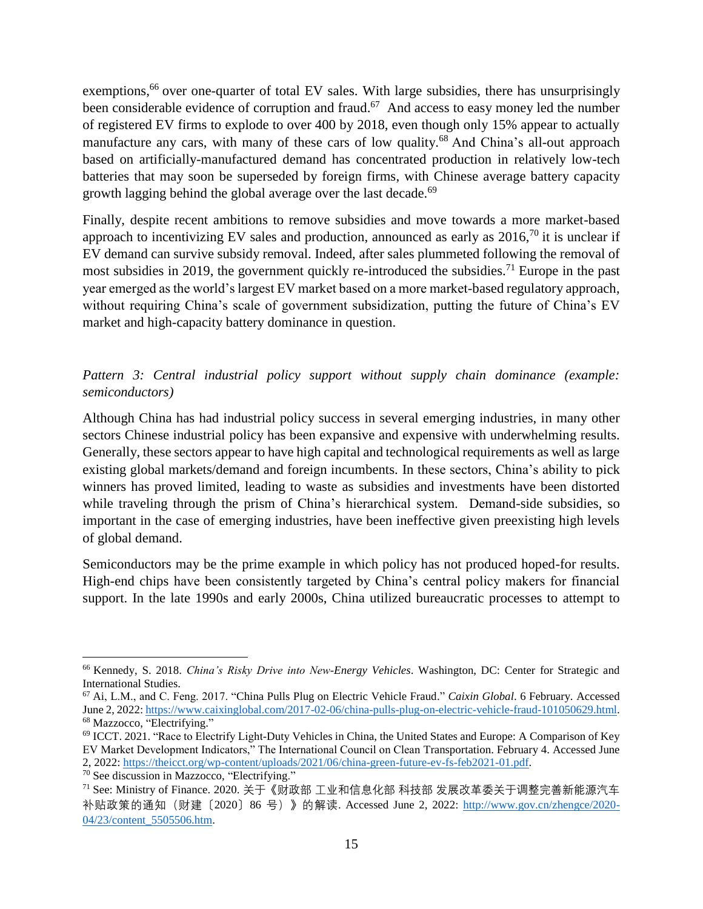exemptions,[66] over one-quarter of total EV sales. With large subsidies, there has unsurprisingly been considerable evidence of corruption and fraud.[67] And access to easy money led the number of registered EV firms to explode to over 400 by 2018, even though only 15% appear to actually manufacture any cars, with many of these cars of low quality.[68] And China's all-out approach based on artificially-manufactured demand has concentrated production in relatively low-tech batteries that may soon be superseded by foreign firms, with Chinese average battery capacity growth lagging behind the global average over the last decade.[69]

Finally, despite recent ambitions to remove subsidies and move towards a more market-based approach to incentivizing EV sales and production, announced as early as 2016,[70] it is unclear if EV demand can survive subsidy removal. Indeed, after sales plummeted following the removal of most subsidies in 2019, the government quickly re-introduced the subsidies.[71] Europe in the past year emerged as the world's largest EV market based on a more market-based regulatory approach, without requiring China's scale of government subsidization, putting the future of China's EV market and high-capacity battery dominance in question.

*Pattern 3: Central industrial policy support without supply chain dominance (example: semiconductors)*

Although China has had industrial policy success in several emerging industries, in many other sectors Chinese industrial policy has been expansive and expensive with underwhelming results. Generally, these sectors appear to have high capital and technological requirements as well as large existing global markets/demand and foreign incumbents. In these sectors, China's ability to pick winners has proved limited, leading to waste as subsidies and investments have been distorted while traveling through the prism of China's hierarchical system. Demand-side subsidies, so important in the case of emerging industries, have been ineffective given preexisting high levels of global demand.

Semiconductors may be the prime example in which policy has not produced hoped-for results. High-end chips have been consistently targeted by China's central policy makers for financial support. In the late 1990s and early 2000s, China utilized bureaucratic processes to attempt to

---

[66] Kennedy, S. 2018. *China's Risky Drive into New-Energy Vehicles*. Washington, DC: Center for Strategic and International Studies.

[67] Ai, L.M., and C. Feng. 2017. "China Pulls Plug on Electric Vehicle Fraud." *Caixin Global*. 6 February. Accessed June 2, 2022: https://www.caixinglobal.com/2017-02-06/china-pulls-plug-on-electric-vehicle-fraud-101050629.html.

[68] Mazzocco, "Electrifying."

[69] ICCT. 2021. "Race to Electrify Light-Duty Vehicles in China, the United States and Europe: A Comparison of Key EV Market Development Indicators," The International Council on Clean Transportation. February 4. Accessed June 2, 2022: https://theicct.org/wp-content/uploads/2021/06/china-green-future-ev-fs-feb2021-01.pdf.

[70] See discussion in Mazzocco, "Electrifying."

[71] See: Ministry of Finance. 2020. 关于《财政部 工业和信息化部 科技部 发展改革委关于调整完善新能源汽车补贴政策的通知（财建〔2020〕86 号）》的解读. Accessed June 2, 2022: http://www.gov.cn/zhengce/2020-04/23/content_5505506.htm.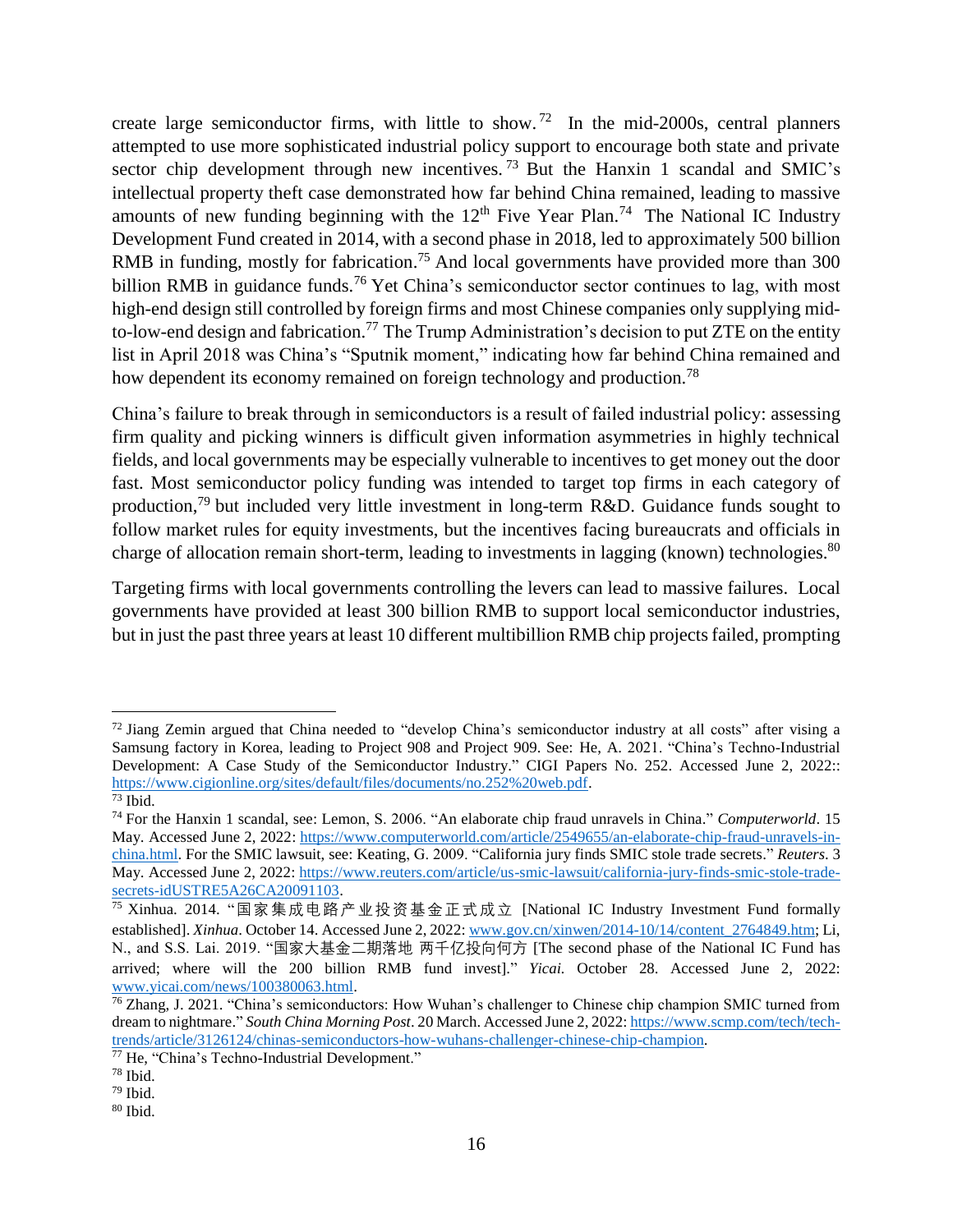create large semiconductor firms, with little to show.[72] In the mid-2000s, central planners attempted to use more sophisticated industrial policy support to encourage both state and private sector chip development through new incentives.[73] But the Hanxin 1 scandal and SMIC's intellectual property theft case demonstrated how far behind China remained, leading to massive amounts of new funding beginning with the 12th Five Year Plan.[74] The National IC Industry Development Fund created in 2014, with a second phase in 2018, led to approximately 500 billion RMB in funding, mostly for fabrication.[75] And local governments have provided more than 300 billion RMB in guidance funds.[76] Yet China's semiconductor sector continues to lag, with most high-end design still controlled by foreign firms and most Chinese companies only supplying mid-to-low-end design and fabrication.[77] The Trump Administration's decision to put ZTE on the entity list in April 2018 was China's "Sputnik moment," indicating how far behind China remained and how dependent its economy remained on foreign technology and production.[78]

China's failure to break through in semiconductors is a result of failed industrial policy: assessing firm quality and picking winners is difficult given information asymmetries in highly technical fields, and local governments may be especially vulnerable to incentives to get money out the door fast. Most semiconductor policy funding was intended to target top firms in each category of production,[79] but included very little investment in long-term R&D. Guidance funds sought to follow market rules for equity investments, but the incentives facing bureaucrats and officials in charge of allocation remain short-term, leading to investments in lagging (known) technologies.[80]

Targeting firms with local governments controlling the levers can lead to massive failures. Local governments have provided at least 300 billion RMB to support local semiconductor industries, but in just the past three years at least 10 different multibillion RMB chip projects failed, prompting

---

[72] Jiang Zemin argued that China needed to "develop China's semiconductor industry at all costs" after vising a Samsung factory in Korea, leading to Project 908 and Project 909. See: He, A. 2021. "China's Techno-Industrial Development: A Case Study of the Semiconductor Industry." CIGI Papers No. 252. Accessed June 2, 2022:: https://www.cigionline.org/sites/default/files/documents/no.252%20web.pdf.

[73] Ibid.

[74] For the Hanxin 1 scandal, see: Lemon, S. 2006. "An elaborate chip fraud unravels in China." *Computerworld*. 15 May. Accessed June 2, 2022: https://www.computerworld.com/article/2549655/an-elaborate-chip-fraud-unravels-in-china.html. For the SMIC lawsuit, see: Keating, G. 2009. "California jury finds SMIC stole trade secrets." *Reuters*. 3 May. Accessed June 2, 2022: https://www.reuters.com/article/us-smic-lawsuit/california-jury-finds-smic-stole-trade-secrets-idUSTRE5A26CA20091103.

[75] Xinhua. 2014. "国家集成电路产业投资基金正式成立 [National IC Industry Investment Fund formally established]. *Xinhua*. October 14. Accessed June 2, 2022: www.gov.cn/xinwen/2014-10/14/content_2764849.htm; Li, N., and S.S. Lai. 2019. "国家大基金二期落地 两千亿投向何方 [The second phase of the National IC Fund has arrived; where will the 200 billion RMB fund invest]." *Yicai.* October 28. Accessed June 2, 2022: www.yicai.com/news/100380063.html.

[76] Zhang, J. 2021. "China's semiconductors: How Wuhan's challenger to Chinese chip champion SMIC turned from dream to nightmare." *South China Morning Post*. 20 March. Accessed June 2, 2022: https://www.scmp.com/tech/tech-trends/article/3126124/chinas-semiconductors-how-wuhans-challenger-chinese-chip-champion.

[77] He, "China's Techno-Industrial Development."

[78] Ibid.

[79] Ibid.

[80] Ibid.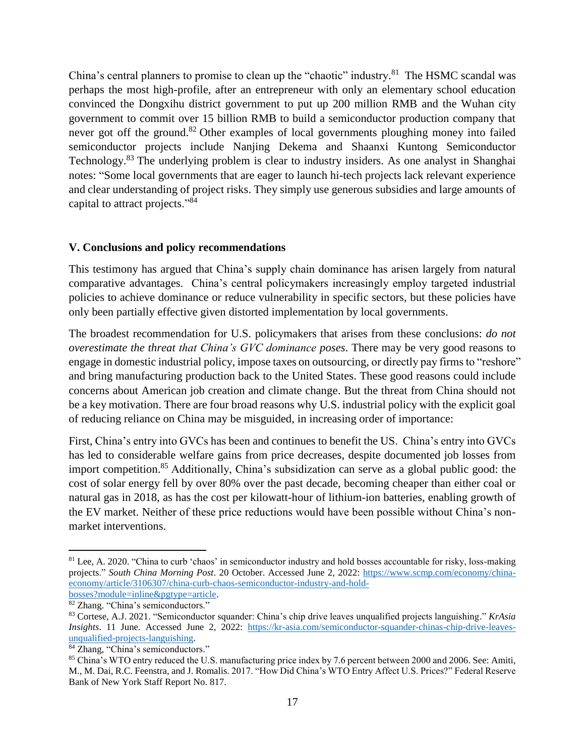China's central planners to promise to clean up the "chaotic" industry.[81] The HSMC scandal was perhaps the most high-profile, after an entrepreneur with only an elementary school education convinced the Dongxihu district government to put up 200 million RMB and the Wuhan city government to commit over 15 billion RMB to build a semiconductor production company that never got off the ground.[82] Other examples of local governments ploughing money into failed semiconductor projects include Nanjing Dekema and Shaanxi Kuntong Semiconductor Technology.[83] The underlying problem is clear to industry insiders. As one analyst in Shanghai notes: "Some local governments that are eager to launch hi-tech projects lack relevant experience and clear understanding of project risks. They simply use generous subsidies and large amounts of capital to attract projects."[84]

## V. Conclusions and policy recommendations

This testimony has argued that China's supply chain dominance has arisen largely from natural comparative advantages. China's central policymakers increasingly employ targeted industrial policies to achieve dominance or reduce vulnerability in specific sectors, but these policies have only been partially effective given distorted implementation by local governments.

The broadest recommendation for U.S. policymakers that arises from these conclusions: *do not overestimate the threat that China's GVC dominance poses*. There may be very good reasons to engage in domestic industrial policy, impose taxes on outsourcing, or directly pay firms to "reshore" and bring manufacturing production back to the United States. These good reasons could include concerns about American job creation and climate change. But the threat from China should not be a key motivation. There are four broad reasons why U.S. industrial policy with the explicit goal of reducing reliance on China may be misguided, in increasing order of importance:

First, China's entry into GVCs has been and continues to benefit the US. China's entry into GVCs has led to considerable welfare gains from price decreases, despite documented job losses from import competition.[85] Additionally, China's subsidization can serve as a global public good: the cost of solar energy fell by over 80% over the past decade, becoming cheaper than either coal or natural gas in 2018, as has the cost per kilowatt-hour of lithium-ion batteries, enabling growth of the EV market. Neither of these price reductions would have been possible without China's non-market interventions.

---

[81] Lee, A. 2020. "China to curb 'chaos' in semiconductor industry and hold bosses accountable for risky, loss-making projects." *South China Morning Post*. 20 October. Accessed June 2, 2022: https://www.scmp.com/economy/china-economy/article/3106307/china-curb-chaos-semiconductor-industry-and-hold-bosses?module=inline&pgtype=article.

[82] Zhang. "China's semiconductors."

[83] Cortese, A.J. 2021. "Semiconductor squander: China's chip drive leaves unqualified projects languishing." *KrAsia Insights*. 11 June. Accessed June 2, 2022: https://kr-asia.com/semiconductor-squander-chinas-chip-drive-leaves-unqualified-projects-languishing.

[84] Zhang, "China's semiconductors."

[85] China's WTO entry reduced the U.S. manufacturing price index by 7.6 percent between 2000 and 2006. See: Amiti, M., M. Dai, R.C. Feenstra, and J. Romalis. 2017. "How Did China's WTO Entry Affect U.S. Prices?" Federal Reserve Bank of New York Staff Report No. 817.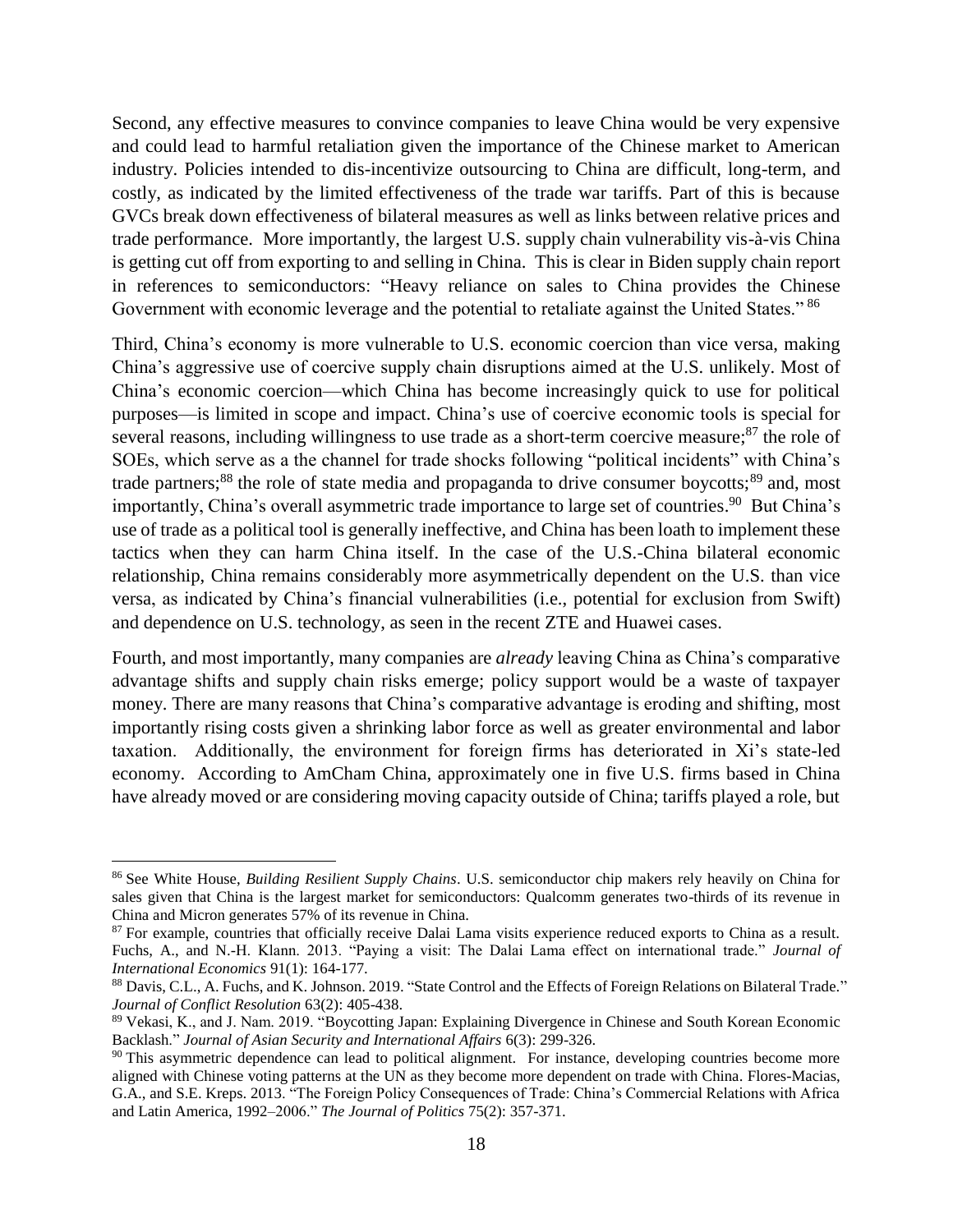Second, any effective measures to convince companies to leave China would be very expensive and could lead to harmful retaliation given the importance of the Chinese market to American industry. Policies intended to dis-incentivize outsourcing to China are difficult, long-term, and costly, as indicated by the limited effectiveness of the trade war tariffs. Part of this is because GVCs break down effectiveness of bilateral measures as well as links between relative prices and trade performance. More importantly, the largest U.S. supply chain vulnerability vis-à-vis China is getting cut off from exporting to and selling in China. This is clear in Biden supply chain report in references to semiconductors: "Heavy reliance on sales to China provides the Chinese Government with economic leverage and the potential to retaliate against the United States." [86]

Third, China's economy is more vulnerable to U.S. economic coercion than vice versa, making China's aggressive use of coercive supply chain disruptions aimed at the U.S. unlikely. Most of China's economic coercion—which China has become increasingly quick to use for political purposes—is limited in scope and impact. China's use of coercive economic tools is special for several reasons, including willingness to use trade as a short-term coercive measure;[87] the role of SOEs, which serve as a the channel for trade shocks following "political incidents" with China's trade partners;[88] the role of state media and propaganda to drive consumer boycotts;[89] and, most importantly, China's overall asymmetric trade importance to large set of countries.[90] But China's use of trade as a political tool is generally ineffective, and China has been loath to implement these tactics when they can harm China itself. In the case of the U.S.-China bilateral economic relationship, China remains considerably more asymmetrically dependent on the U.S. than vice versa, as indicated by China's financial vulnerabilities (i.e., potential for exclusion from Swift) and dependence on U.S. technology, as seen in the recent ZTE and Huawei cases.

Fourth, and most importantly, many companies are *already* leaving China as China's comparative advantage shifts and supply chain risks emerge; policy support would be a waste of taxpayer money. There are many reasons that China's comparative advantage is eroding and shifting, most importantly rising costs given a shrinking labor force as well as greater environmental and labor taxation. Additionally, the environment for foreign firms has deteriorated in Xi's state-led economy. According to AmCham China, approximately one in five U.S. firms based in China have already moved or are considering moving capacity outside of China; tariffs played a role, but

---

[86] See White House, *Building Resilient Supply Chains*. U.S. semiconductor chip makers rely heavily on China for sales given that China is the largest market for semiconductors: Qualcomm generates two-thirds of its revenue in China and Micron generates 57% of its revenue in China.

[87] For example, countries that officially receive Dalai Lama visits experience reduced exports to China as a result. Fuchs, A., and N.-H. Klann. 2013. "Paying a visit: The Dalai Lama effect on international trade." *Journal of International Economics* 91(1): 164-177.

[88] Davis, C.L., A. Fuchs, and K. Johnson. 2019. "State Control and the Effects of Foreign Relations on Bilateral Trade." *Journal of Conflict Resolution* 63(2): 405-438.

[89] Vekasi, K., and J. Nam. 2019. "Boycotting Japan: Explaining Divergence in Chinese and South Korean Economic Backlash." *Journal of Asian Security and International Affairs* 6(3): 299-326.

[90] This asymmetric dependence can lead to political alignment. For instance, developing countries become more aligned with Chinese voting patterns at the UN as they become more dependent on trade with China. Flores-Macias, G.A., and S.E. Kreps. 2013. "The Foreign Policy Consequences of Trade: China's Commercial Relations with Africa and Latin America, 1992–2006." *The Journal of Politics* 75(2): 357-371.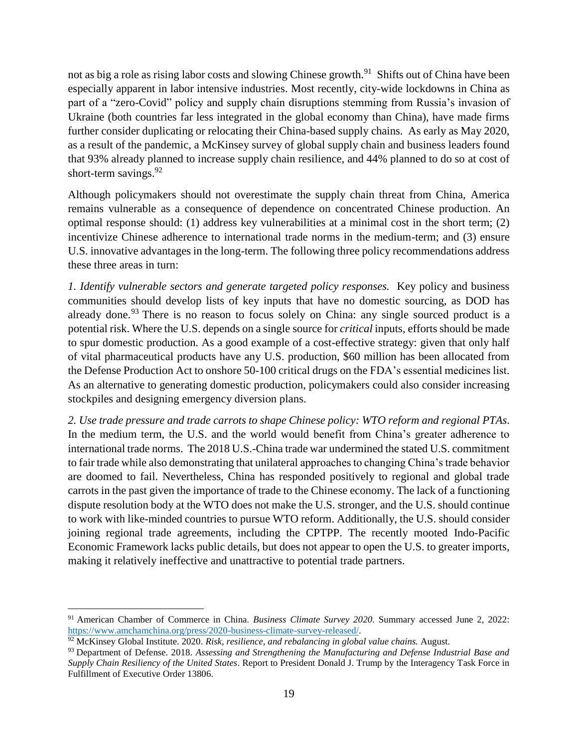not as big a role as rising labor costs and slowing Chinese growth.[91] Shifts out of China have been especially apparent in labor intensive industries. Most recently, city-wide lockdowns in China as part of a "zero-Covid" policy and supply chain disruptions stemming from Russia's invasion of Ukraine (both countries far less integrated in the global economy than China), have made firms further consider duplicating or relocating their China-based supply chains. As early as May 2020, as a result of the pandemic, a McKinsey survey of global supply chain and business leaders found that 93% already planned to increase supply chain resilience, and 44% planned to do so at cost of short-term savings.[92]

Although policymakers should not overestimate the supply chain threat from China, America remains vulnerable as a consequence of dependence on concentrated Chinese production. An optimal response should: (1) address key vulnerabilities at a minimal cost in the short term; (2) incentivize Chinese adherence to international trade norms in the medium-term; and (3) ensure U.S. innovative advantages in the long-term. The following three policy recommendations address these three areas in turn:

*1. Identify vulnerable sectors and generate targeted policy responses.* Key policy and business communities should develop lists of key inputs that have no domestic sourcing, as DOD has already done.[93] There is no reason to focus solely on China: any single sourced product is a potential risk. Where the U.S. depends on a single source for *critical* inputs, efforts should be made to spur domestic production. As a good example of a cost-effective strategy: given that only half of vital pharmaceutical products have any U.S. production, $60 million has been allocated from the Defense Production Act to onshore 50-100 critical drugs on the FDA's essential medicines list. As an alternative to generating domestic production, policymakers could also consider increasing stockpiles and designing emergency diversion plans.

*2. Use trade pressure and trade carrots to shape Chinese policy: WTO reform and regional PTAs*. In the medium term, the U.S. and the world would benefit from China's greater adherence to international trade norms. The 2018 U.S.-China trade war undermined the stated U.S. commitment to fair trade while also demonstrating that unilateral approaches to changing China's trade behavior are doomed to fail. Nevertheless, China has responded positively to regional and global trade carrots in the past given the importance of trade to the Chinese economy. The lack of a functioning dispute resolution body at the WTO does not make the U.S. stronger, and the U.S. should continue to work with like-minded countries to pursue WTO reform. Additionally, the U.S. should consider joining regional trade agreements, including the CPTPP. The recently mooted Indo-Pacific Economic Framework lacks public details, but does not appear to open the U.S. to greater imports, making it relatively ineffective and unattractive to potential trade partners.

---

[91] American Chamber of Commerce in China. *Business Climate Survey 2020*. Summary accessed June 2, 2022: https://www.amchamchina.org/press/2020-business-climate-survey-released/.

[92] McKinsey Global Institute. 2020. *Risk, resilience, and rebalancing in global value chains.* August.

[93] Department of Defense. 2018. *Assessing and Strengthening the Manufacturing and Defense Industrial Base and Supply Chain Resiliency of the United States*. Report to President Donald J. Trump by the Interagency Task Force in Fulfillment of Executive Order 13806.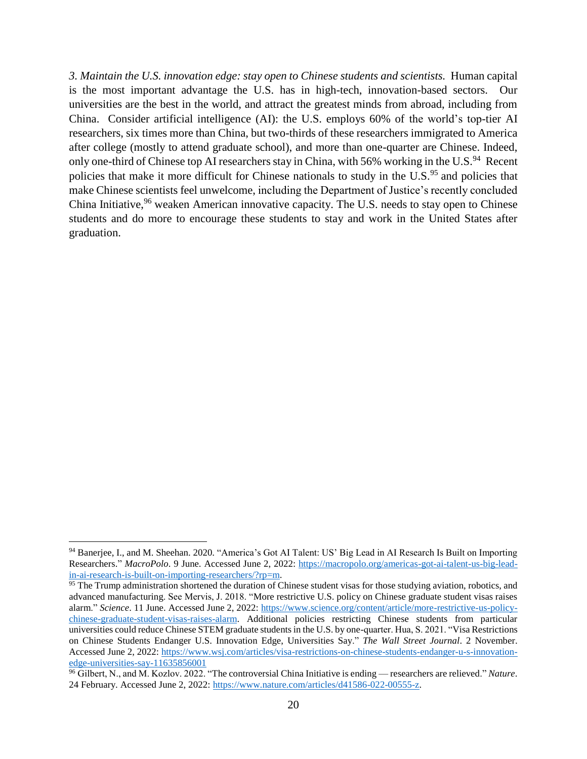*3. Maintain the U.S. innovation edge: stay open to Chinese students and scientists.* Human capital is the most important advantage the U.S. has in high-tech, innovation-based sectors. Our universities are the best in the world, and attract the greatest minds from abroad, including from China. Consider artificial intelligence (AI): the U.S. employs 60% of the world's top-tier AI researchers, six times more than China, but two-thirds of these researchers immigrated to America after college (mostly to attend graduate school), and more than one-quarter are Chinese. Indeed, only one-third of Chinese top AI researchers stay in China, with 56% working in the U.S.[94] Recent policies that make it more difficult for Chinese nationals to study in the U.S.[95] and policies that make Chinese scientists feel unwelcome, including the Department of Justice's recently concluded China Initiative,[96] weaken American innovative capacity. The U.S. needs to stay open to Chinese students and do more to encourage these students to stay and work in the United States after graduation.

---

[94] Banerjee, I., and M. Sheehan. 2020. "America's Got AI Talent: US' Big Lead in AI Research Is Built on Importing Researchers." *MacroPolo*. 9 June. Accessed June 2, 2022: https://macropolo.org/americas-got-ai-talent-us-big-lead-in-ai-research-is-built-on-importing-researchers/?rp=m.

[95] The Trump administration shortened the duration of Chinese student visas for those studying aviation, robotics, and advanced manufacturing. See Mervis, J. 2018. "More restrictive U.S. policy on Chinese graduate student visas raises alarm." *Science*. 11 June. Accessed June 2, 2022: https://www.science.org/content/article/more-restrictive-us-policy-chinese-graduate-student-visas-raises-alarm. Additional policies restricting Chinese students from particular universities could reduce Chinese STEM graduate students in the U.S. by one-quarter. Hua, S. 2021. "Visa Restrictions on Chinese Students Endanger U.S. Innovation Edge, Universities Say." *The Wall Street Journal*. 2 November. Accessed June 2, 2022: https://www.wsj.com/articles/visa-restrictions-on-chinese-students-endanger-u-s-innovation-edge-universities-say-11635856001

[96] Gilbert, N., and M. Kozlov. 2022. "The controversial China Initiative is ending — researchers are relieved." *Nature*. 24 February. Accessed June 2, 2022: https://www.nature.com/articles/d41586-022-00555-z.